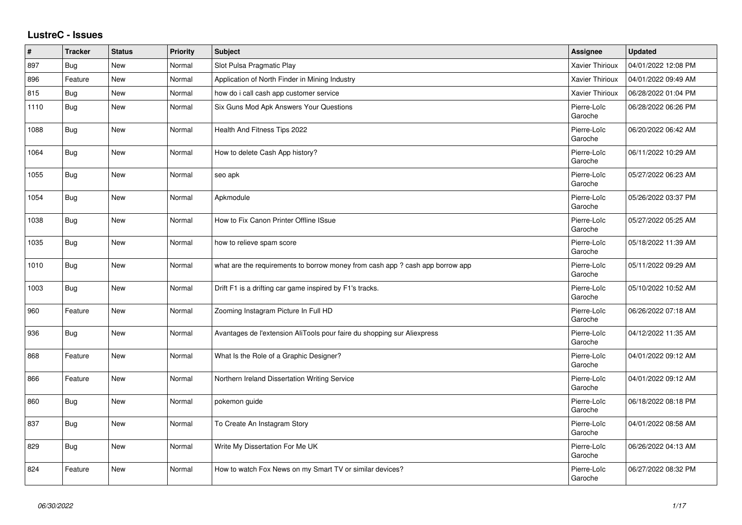## LustreC - Issues

| # | Tracker | Status | Priority | Subject | Assignee | Updated |
|---|---|---|---|---|---|---|
| 897 | Bug | New | Normal | Slot Pulsa Pragmatic Play | Xavier Thirioux | 04/01/2022 12:08 PM |
| 896 | Feature | New | Normal | Application of North Finder in Mining Industry | Xavier Thirioux | 04/01/2022 09:49 AM |
| 815 | Bug | New | Normal | how do i call cash app customer service | Xavier Thirioux | 06/28/2022 01:04 PM |
| 1110 | Bug | New | Normal | Six Guns Mod Apk Answers Your Questions | Pierre-Loïc Garoche | 06/28/2022 06:26 PM |
| 1088 | Bug | New | Normal | Health And Fitness Tips 2022 | Pierre-Loïc Garoche | 06/20/2022 06:42 AM |
| 1064 | Bug | New | Normal | How to delete Cash App history? | Pierre-Loïc Garoche | 06/11/2022 10:29 AM |
| 1055 | Bug | New | Normal | seo apk | Pierre-Loïc Garoche | 05/27/2022 06:23 AM |
| 1054 | Bug | New | Normal | Apkmodule | Pierre-Loïc Garoche | 05/26/2022 03:37 PM |
| 1038 | Bug | New | Normal | How to Fix Canon Printer Offline ISsue | Pierre-Loïc Garoche | 05/27/2022 05:25 AM |
| 1035 | Bug | New | Normal | how to relieve spam score | Pierre-Loïc Garoche | 05/18/2022 11:39 AM |
| 1010 | Bug | New | Normal | what are the requirements to borrow money from cash app ? cash app borrow app | Pierre-Loïc Garoche | 05/11/2022 09:29 AM |
| 1003 | Bug | New | Normal | Drift F1 is a drifting car game inspired by F1's tracks. | Pierre-Loïc Garoche | 05/10/2022 10:52 AM |
| 960 | Feature | New | Normal | Zooming Instagram Picture In Full HD | Pierre-Loïc Garoche | 06/26/2022 07:18 AM |
| 936 | Bug | New | Normal | Avantages de l'extension AliTools pour faire du shopping sur Aliexpress | Pierre-Loïc Garoche | 04/12/2022 11:35 AM |
| 868 | Feature | New | Normal | What Is the Role of a Graphic Designer? | Pierre-Loïc Garoche | 04/01/2022 09:12 AM |
| 866 | Feature | New | Normal | Northern Ireland Dissertation Writing Service | Pierre-Loïc Garoche | 04/01/2022 09:12 AM |
| 860 | Bug | New | Normal | pokemon guide | Pierre-Loïc Garoche | 06/18/2022 08:18 PM |
| 837 | Bug | New | Normal | To Create An Instagram Story | Pierre-Loïc Garoche | 04/01/2022 08:58 AM |
| 829 | Bug | New | Normal | Write My Dissertation For Me UK | Pierre-Loïc Garoche | 06/26/2022 04:13 AM |
| 824 | Feature | New | Normal | How to watch Fox News on my Smart TV or similar devices? | Pierre-Loïc Garoche | 06/27/2022 08:32 PM |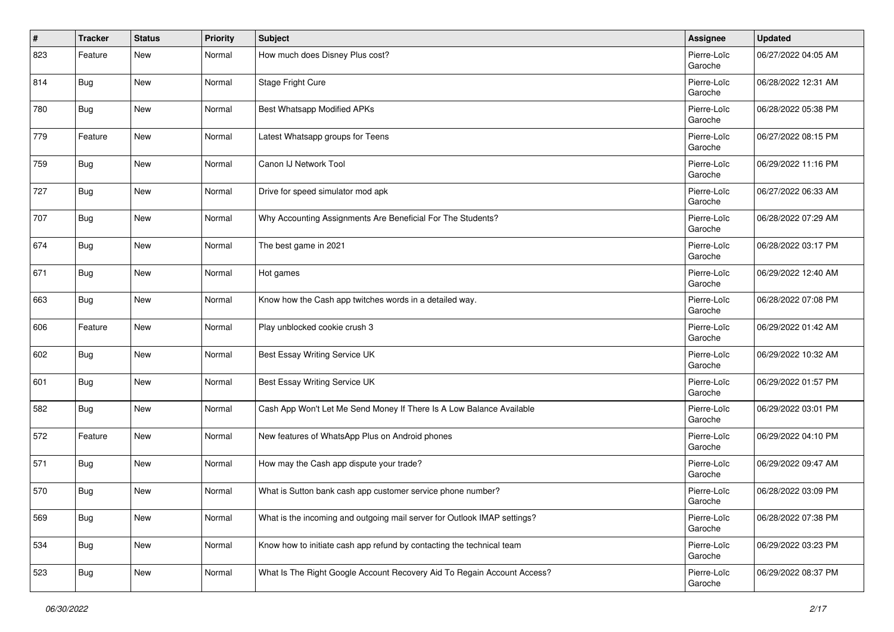| # | Tracker | Status | Priority | Subject | Assignee | Updated |
|---|---|---|---|---|---|---|
| 823 | Feature | New | Normal | How much does Disney Plus cost? | Pierre-Loïc Garoche | 06/27/2022 04:05 AM |
| 814 | Bug | New | Normal | Stage Fright Cure | Pierre-Loïc Garoche | 06/28/2022 12:31 AM |
| 780 | Bug | New | Normal | Best Whatsapp Modified APKs | Pierre-Loïc Garoche | 06/28/2022 05:38 PM |
| 779 | Feature | New | Normal | Latest Whatsapp groups for Teens | Pierre-Loïc Garoche | 06/27/2022 08:15 PM |
| 759 | Bug | New | Normal | Canon IJ Network Tool | Pierre-Loïc Garoche | 06/29/2022 11:16 PM |
| 727 | Bug | New | Normal | Drive for speed simulator mod apk | Pierre-Loïc Garoche | 06/27/2022 06:33 AM |
| 707 | Bug | New | Normal | Why Accounting Assignments Are Beneficial For The Students? | Pierre-Loïc Garoche | 06/28/2022 07:29 AM |
| 674 | Bug | New | Normal | The best game in 2021 | Pierre-Loïc Garoche | 06/28/2022 03:17 PM |
| 671 | Bug | New | Normal | Hot games | Pierre-Loïc Garoche | 06/29/2022 12:40 AM |
| 663 | Bug | New | Normal | Know how the Cash app twitches words in a detailed way. | Pierre-Loïc Garoche | 06/28/2022 07:08 PM |
| 606 | Feature | New | Normal | Play unblocked cookie crush 3 | Pierre-Loïc Garoche | 06/29/2022 01:42 AM |
| 602 | Bug | New | Normal | Best Essay Writing Service UK | Pierre-Loïc Garoche | 06/29/2022 10:32 AM |
| 601 | Bug | New | Normal | Best Essay Writing Service UK | Pierre-Loïc Garoche | 06/29/2022 01:57 PM |
| 582 | Bug | New | Normal | Cash App Won't Let Me Send Money If There Is A Low Balance Available | Pierre-Loïc Garoche | 06/29/2022 03:01 PM |
| 572 | Feature | New | Normal | New features of WhatsApp Plus on Android phones | Pierre-Loïc Garoche | 06/29/2022 04:10 PM |
| 571 | Bug | New | Normal | How may the Cash app dispute your trade? | Pierre-Loïc Garoche | 06/29/2022 09:47 AM |
| 570 | Bug | New | Normal | What is Sutton bank cash app customer service phone number? | Pierre-Loïc Garoche | 06/28/2022 03:09 PM |
| 569 | Bug | New | Normal | What is the incoming and outgoing mail server for Outlook IMAP settings? | Pierre-Loïc Garoche | 06/28/2022 07:38 PM |
| 534 | Bug | New | Normal | Know how to initiate cash app refund by contacting the technical team | Pierre-Loïc Garoche | 06/29/2022 03:23 PM |
| 523 | Bug | New | Normal | What Is The Right Google Account Recovery Aid To Regain Account Access? | Pierre-Loïc Garoche | 06/29/2022 08:37 PM |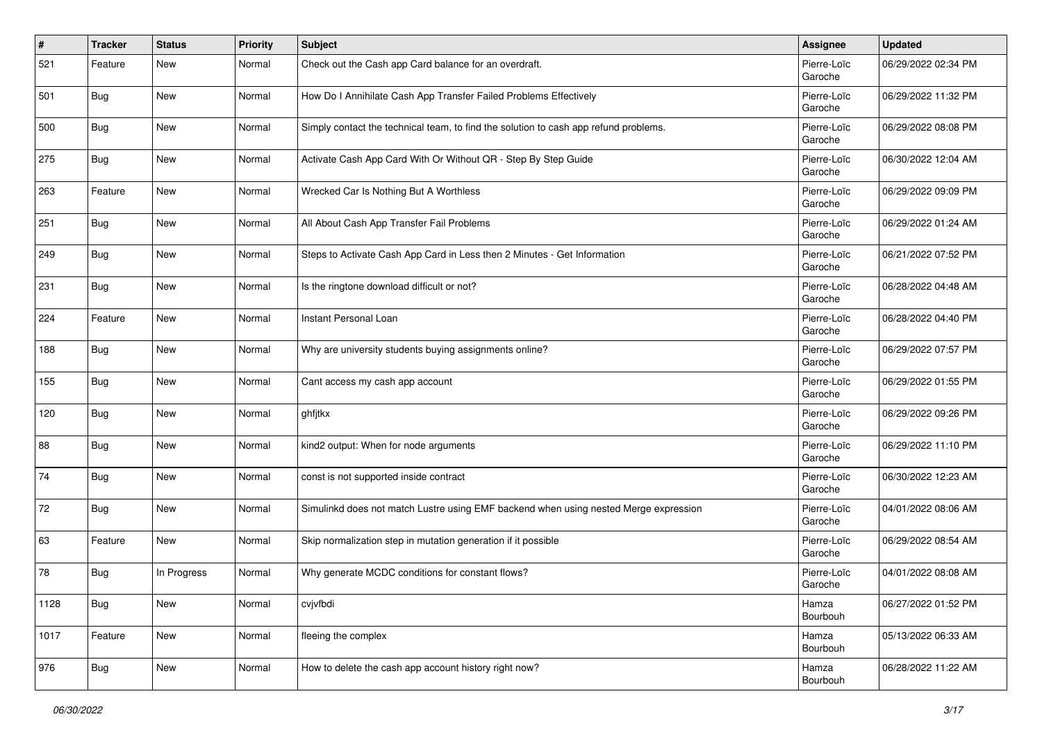| # | Tracker | Status | Priority | Subject | Assignee | Updated |
|---|---|---|---|---|---|---|
| 521 | Feature | New | Normal | Check out the Cash app Card balance for an overdraft. | Pierre-Loïc Garoche | 06/29/2022 02:34 PM |
| 501 | Bug | New | Normal | How Do I Annihilate Cash App Transfer Failed Problems Effectively | Pierre-Loïc Garoche | 06/29/2022 11:32 PM |
| 500 | Bug | New | Normal | Simply contact the technical team, to find the solution to cash app refund problems. | Pierre-Loïc Garoche | 06/29/2022 08:08 PM |
| 275 | Bug | New | Normal | Activate Cash App Card With Or Without QR - Step By Step Guide | Pierre-Loïc Garoche | 06/30/2022 12:04 AM |
| 263 | Feature | New | Normal | Wrecked Car Is Nothing But A Worthless | Pierre-Loïc Garoche | 06/29/2022 09:09 PM |
| 251 | Bug | New | Normal | All About Cash App Transfer Fail Problems | Pierre-Loïc Garoche | 06/29/2022 01:24 AM |
| 249 | Bug | New | Normal | Steps to Activate Cash App Card in Less then 2 Minutes - Get Information | Pierre-Loïc Garoche | 06/21/2022 07:52 PM |
| 231 | Bug | New | Normal | Is the ringtone download difficult or not? | Pierre-Loïc Garoche | 06/28/2022 04:48 AM |
| 224 | Feature | New | Normal | Instant Personal Loan | Pierre-Loïc Garoche | 06/28/2022 04:40 PM |
| 188 | Bug | New | Normal | Why are university students buying assignments online? | Pierre-Loïc Garoche | 06/29/2022 07:57 PM |
| 155 | Bug | New | Normal | Cant access my cash app account | Pierre-Loïc Garoche | 06/29/2022 01:55 PM |
| 120 | Bug | New | Normal | ghfjtkx | Pierre-Loïc Garoche | 06/29/2022 09:26 PM |
| 88 | Bug | New | Normal | kind2 output: When for node arguments | Pierre-Loïc Garoche | 06/29/2022 11:10 PM |
| 74 | Bug | New | Normal | const is not supported inside contract | Pierre-Loïc Garoche | 06/30/2022 12:23 AM |
| 72 | Bug | New | Normal | Simulinkd does not match Lustre using EMF backend when using nested Merge expression | Pierre-Loïc Garoche | 04/01/2022 08:06 AM |
| 63 | Feature | New | Normal | Skip normalization step in mutation generation if it possible | Pierre-Loïc Garoche | 06/29/2022 08:54 AM |
| 78 | Bug | In Progress | Normal | Why generate MCDC conditions for constant flows? | Pierre-Loïc Garoche | 04/01/2022 08:08 AM |
| 1128 | Bug | New | Normal | cvjvfbdi | Hamza Bourbouh | 06/27/2022 01:52 PM |
| 1017 | Feature | New | Normal | fleeing the complex | Hamza Bourbouh | 05/13/2022 06:33 AM |
| 976 | Bug | New | Normal | How to delete the cash app account history right now? | Hamza Bourbouh | 06/28/2022 11:22 AM |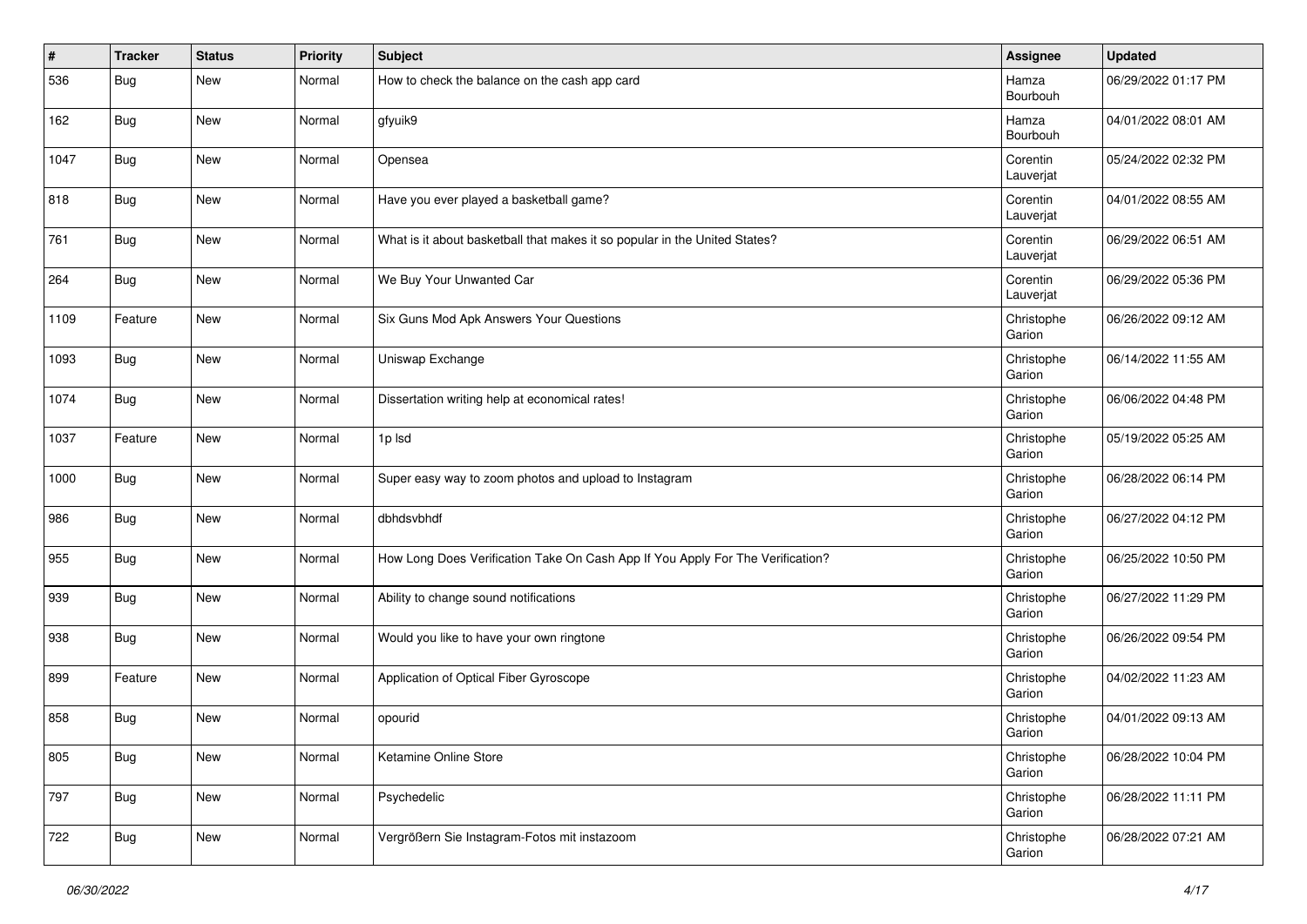| # | Tracker | Status | Priority | Subject | Assignee | Updated |
|---|---|---|---|---|---|---|
| 536 | Bug | New | Normal | How to check the balance on the cash app card | Hamza Bourbouh | 06/29/2022 01:17 PM |
| 162 | Bug | New | Normal | gfyuik9 | Hamza Bourbouh | 04/01/2022 08:01 AM |
| 1047 | Bug | New | Normal | Opensea | Corentin Lauverjat | 05/24/2022 02:32 PM |
| 818 | Bug | New | Normal | Have you ever played a basketball game? | Corentin Lauverjat | 04/01/2022 08:55 AM |
| 761 | Bug | New | Normal | What is it about basketball that makes it so popular in the United States? | Corentin Lauverjat | 06/29/2022 06:51 AM |
| 264 | Bug | New | Normal | We Buy Your Unwanted Car | Corentin Lauverjat | 06/29/2022 05:36 PM |
| 1109 | Feature | New | Normal | Six Guns Mod Apk Answers Your Questions | Christophe Garion | 06/26/2022 09:12 AM |
| 1093 | Bug | New | Normal | Uniswap Exchange | Christophe Garion | 06/14/2022 11:55 AM |
| 1074 | Bug | New | Normal | Dissertation writing help at economical rates! | Christophe Garion | 06/06/2022 04:48 PM |
| 1037 | Feature | New | Normal | 1p lsd | Christophe Garion | 05/19/2022 05:25 AM |
| 1000 | Bug | New | Normal | Super easy way to zoom photos and upload to Instagram | Christophe Garion | 06/28/2022 06:14 PM |
| 986 | Bug | New | Normal | dbhdsvbhdf | Christophe Garion | 06/27/2022 04:12 PM |
| 955 | Bug | New | Normal | How Long Does Verification Take On Cash App If You Apply For The Verification? | Christophe Garion | 06/25/2022 10:50 PM |
| 939 | Bug | New | Normal | Ability to change sound notifications | Christophe Garion | 06/27/2022 11:29 PM |
| 938 | Bug | New | Normal | Would you like to have your own ringtone | Christophe Garion | 06/26/2022 09:54 PM |
| 899 | Feature | New | Normal | Application of Optical Fiber Gyroscope | Christophe Garion | 04/02/2022 11:23 AM |
| 858 | Bug | New | Normal | opourid | Christophe Garion | 04/01/2022 09:13 AM |
| 805 | Bug | New | Normal | Ketamine Online Store | Christophe Garion | 06/28/2022 10:04 PM |
| 797 | Bug | New | Normal | Psychedelic | Christophe Garion | 06/28/2022 11:11 PM |
| 722 | Bug | New | Normal | Vergrößern Sie Instagram-Fotos mit instazoom | Christophe Garion | 06/28/2022 07:21 AM |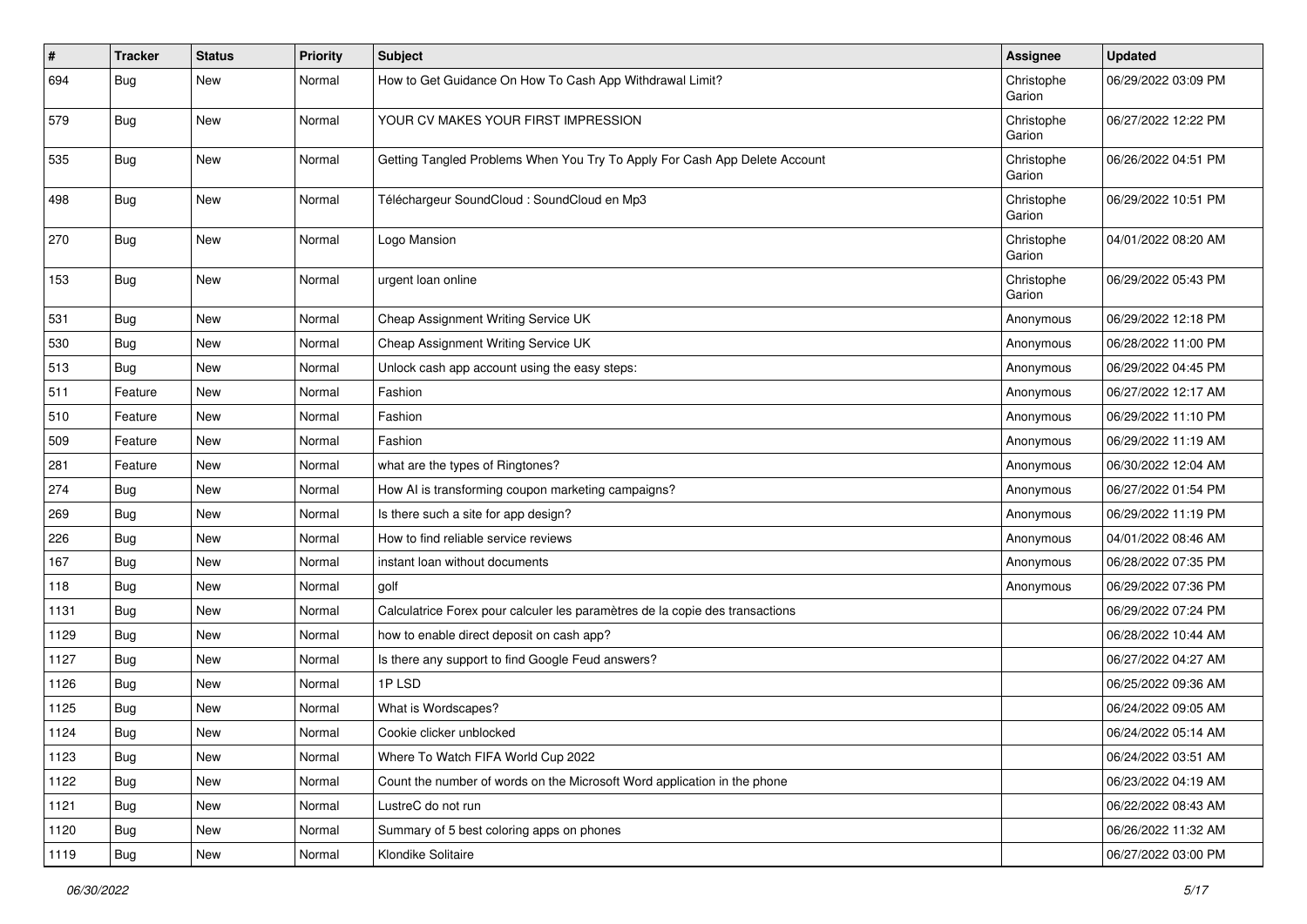| # | Tracker | Status | Priority | Subject | Assignee | Updated |
|---|---|---|---|---|---|---|
| 694 | Bug | New | Normal | How to Get Guidance On How To Cash App Withdrawal Limit? | Christophe Garion | 06/29/2022 03:09 PM |
| 579 | Bug | New | Normal | YOUR CV MAKES YOUR FIRST IMPRESSION | Christophe Garion | 06/27/2022 12:22 PM |
| 535 | Bug | New | Normal | Getting Tangled Problems When You Try To Apply For Cash App Delete Account | Christophe Garion | 06/26/2022 04:51 PM |
| 498 | Bug | New | Normal | Téléchargeur SoundCloud : SoundCloud en Mp3 | Christophe Garion | 06/29/2022 10:51 PM |
| 270 | Bug | New | Normal | Logo Mansion | Christophe Garion | 04/01/2022 08:20 AM |
| 153 | Bug | New | Normal | urgent loan online | Christophe Garion | 06/29/2022 05:43 PM |
| 531 | Bug | New | Normal | Cheap Assignment Writing Service UK | Anonymous | 06/29/2022 12:18 PM |
| 530 | Bug | New | Normal | Cheap Assignment Writing Service UK | Anonymous | 06/28/2022 11:00 PM |
| 513 | Bug | New | Normal | Unlock cash app account using the easy steps: | Anonymous | 06/29/2022 04:45 PM |
| 511 | Feature | New | Normal | Fashion | Anonymous | 06/27/2022 12:17 AM |
| 510 | Feature | New | Normal | Fashion | Anonymous | 06/29/2022 11:10 PM |
| 509 | Feature | New | Normal | Fashion | Anonymous | 06/29/2022 11:19 AM |
| 281 | Feature | New | Normal | what are the types of Ringtones? | Anonymous | 06/30/2022 12:04 AM |
| 274 | Bug | New | Normal | How AI is transforming coupon marketing campaigns? | Anonymous | 06/27/2022 01:54 PM |
| 269 | Bug | New | Normal | Is there such a site for app design? | Anonymous | 06/29/2022 11:19 PM |
| 226 | Bug | New | Normal | How to find reliable service reviews | Anonymous | 04/01/2022 08:46 AM |
| 167 | Bug | New | Normal | instant loan without documents | Anonymous | 06/28/2022 07:35 PM |
| 118 | Bug | New | Normal | golf | Anonymous | 06/29/2022 07:36 PM |
| 1131 | Bug | New | Normal | Calculatrice Forex pour calculer les paramètres de la copie des transactions | | 06/29/2022 07:24 PM |
| 1129 | Bug | New | Normal | how to enable direct deposit on cash app? | | 06/28/2022 10:44 AM |
| 1127 | Bug | New | Normal | Is there any support to find Google Feud answers? | | 06/27/2022 04:27 AM |
| 1126 | Bug | New | Normal | 1P LSD | | 06/25/2022 09:36 AM |
| 1125 | Bug | New | Normal | What is Wordscapes? | | 06/24/2022 09:05 AM |
| 1124 | Bug | New | Normal | Cookie clicker unblocked | | 06/24/2022 05:14 AM |
| 1123 | Bug | New | Normal | Where To Watch FIFA World Cup 2022 | | 06/24/2022 03:51 AM |
| 1122 | Bug | New | Normal | Count the number of words on the Microsoft Word application in the phone | | 06/23/2022 04:19 AM |
| 1121 | Bug | New | Normal | LustreC do not run | | 06/22/2022 08:43 AM |
| 1120 | Bug | New | Normal | Summary of 5 best coloring apps on phones | | 06/26/2022 11:32 AM |
| 1119 | Bug | New | Normal | Klondike Solitaire | | 06/27/2022 03:00 PM |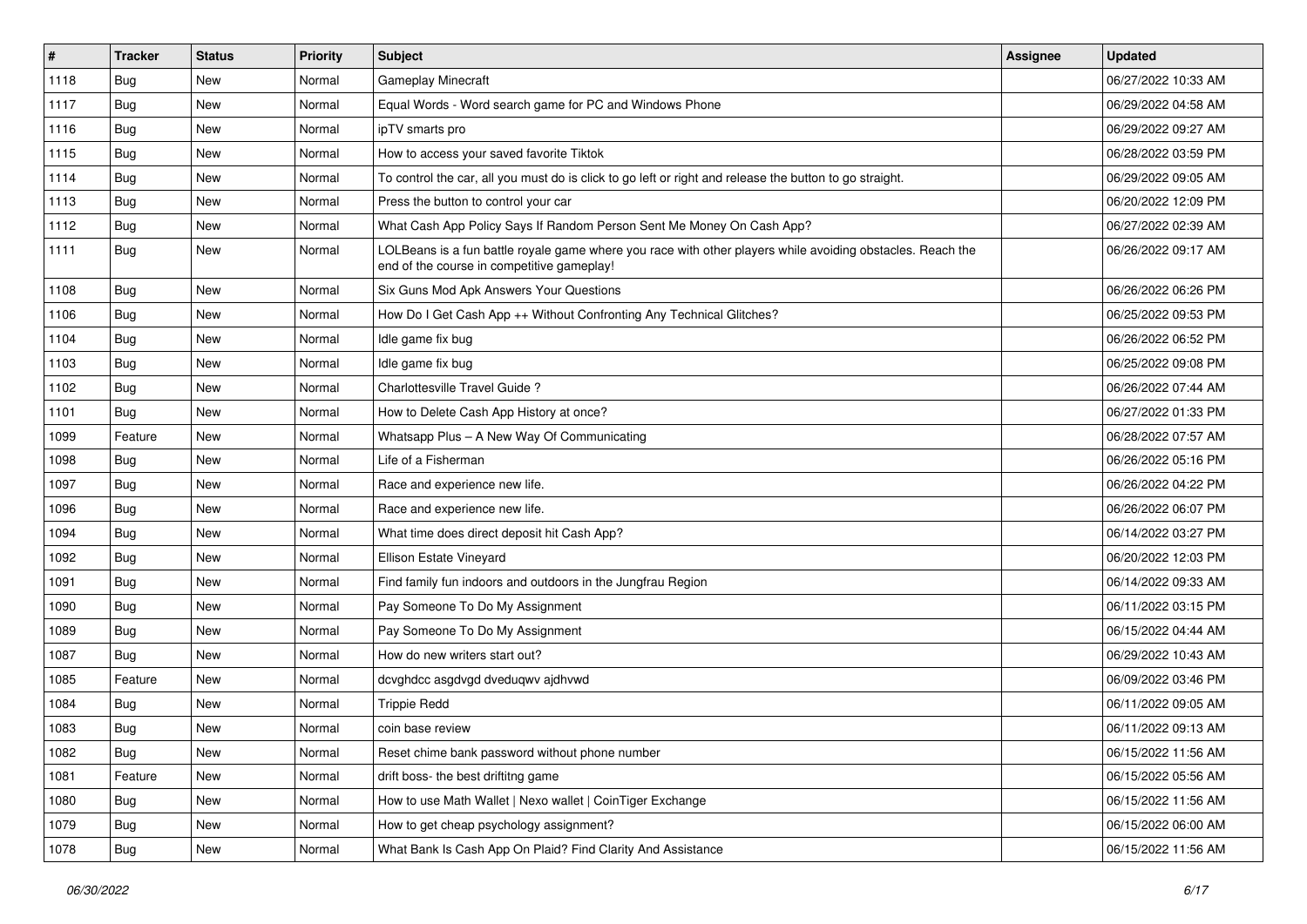| # | Tracker | Status | Priority | Subject | Assignee | Updated |
|---|---|---|---|---|---|---|
| 1118 | Bug | New | Normal | Gameplay Minecraft | | 06/27/2022 10:33 AM |
| 1117 | Bug | New | Normal | Equal Words - Word search game for PC and Windows Phone | | 06/29/2022 04:58 AM |
| 1116 | Bug | New | Normal | ipTV smarts pro | | 06/29/2022 09:27 AM |
| 1115 | Bug | New | Normal | How to access your saved favorite Tiktok | | 06/28/2022 03:59 PM |
| 1114 | Bug | New | Normal | To control the car, all you must do is click to go left or right and release the button to go straight. | | 06/29/2022 09:05 AM |
| 1113 | Bug | New | Normal | Press the button to control your car | | 06/20/2022 12:09 PM |
| 1112 | Bug | New | Normal | What Cash App Policy Says If Random Person Sent Me Money On Cash App? | | 06/27/2022 02:39 AM |
| 1111 | Bug | New | Normal | LOLBeans is a fun battle royale game where you race with other players while avoiding obstacles. Reach the end of the course in competitive gameplay! | | 06/26/2022 09:17 AM |
| 1108 | Bug | New | Normal | Six Guns Mod Apk Answers Your Questions | | 06/26/2022 06:26 PM |
| 1106 | Bug | New | Normal | How Do I Get Cash App ++ Without Confronting Any Technical Glitches? | | 06/25/2022 09:53 PM |
| 1104 | Bug | New | Normal | Idle game fix bug | | 06/26/2022 06:52 PM |
| 1103 | Bug | New | Normal | Idle game fix bug | | 06/25/2022 09:08 PM |
| 1102 | Bug | New | Normal | Charlottesville Travel Guide ? | | 06/26/2022 07:44 AM |
| 1101 | Bug | New | Normal | How to Delete Cash App History at once? | | 06/27/2022 01:33 PM |
| 1099 | Feature | New | Normal | Whatsapp Plus – A New Way Of Communicating | | 06/28/2022 07:57 AM |
| 1098 | Bug | New | Normal | Life of a Fisherman | | 06/26/2022 05:16 PM |
| 1097 | Bug | New | Normal | Race and experience new life. | | 06/26/2022 04:22 PM |
| 1096 | Bug | New | Normal | Race and experience new life. | | 06/26/2022 06:07 PM |
| 1094 | Bug | New | Normal | What time does direct deposit hit Cash App? | | 06/14/2022 03:27 PM |
| 1092 | Bug | New | Normal | Ellison Estate Vineyard | | 06/20/2022 12:03 PM |
| 1091 | Bug | New | Normal | Find family fun indoors and outdoors in the Jungfrau Region | | 06/14/2022 09:33 AM |
| 1090 | Bug | New | Normal | Pay Someone To Do My Assignment | | 06/11/2022 03:15 PM |
| 1089 | Bug | New | Normal | Pay Someone To Do My Assignment | | 06/15/2022 04:44 AM |
| 1087 | Bug | New | Normal | How do new writers start out? | | 06/29/2022 10:43 AM |
| 1085 | Feature | New | Normal | dcvghdcc asgdvgd dveduqwv ajdhvwd | | 06/09/2022 03:46 PM |
| 1084 | Bug | New | Normal | Trippie Redd | | 06/11/2022 09:05 AM |
| 1083 | Bug | New | Normal | coin base review | | 06/11/2022 09:13 AM |
| 1082 | Bug | New | Normal | Reset chime bank password without phone number | | 06/15/2022 11:56 AM |
| 1081 | Feature | New | Normal | drift boss- the best driftitng game | | 06/15/2022 05:56 AM |
| 1080 | Bug | New | Normal | How to use Math Wallet \| Nexo wallet \| CoinTiger Exchange | | 06/15/2022 11:56 AM |
| 1079 | Bug | New | Normal | How to get cheap psychology assignment? | | 06/15/2022 06:00 AM |
| 1078 | Bug | New | Normal | What Bank Is Cash App On Plaid? Find Clarity And Assistance | | 06/15/2022 11:56 AM |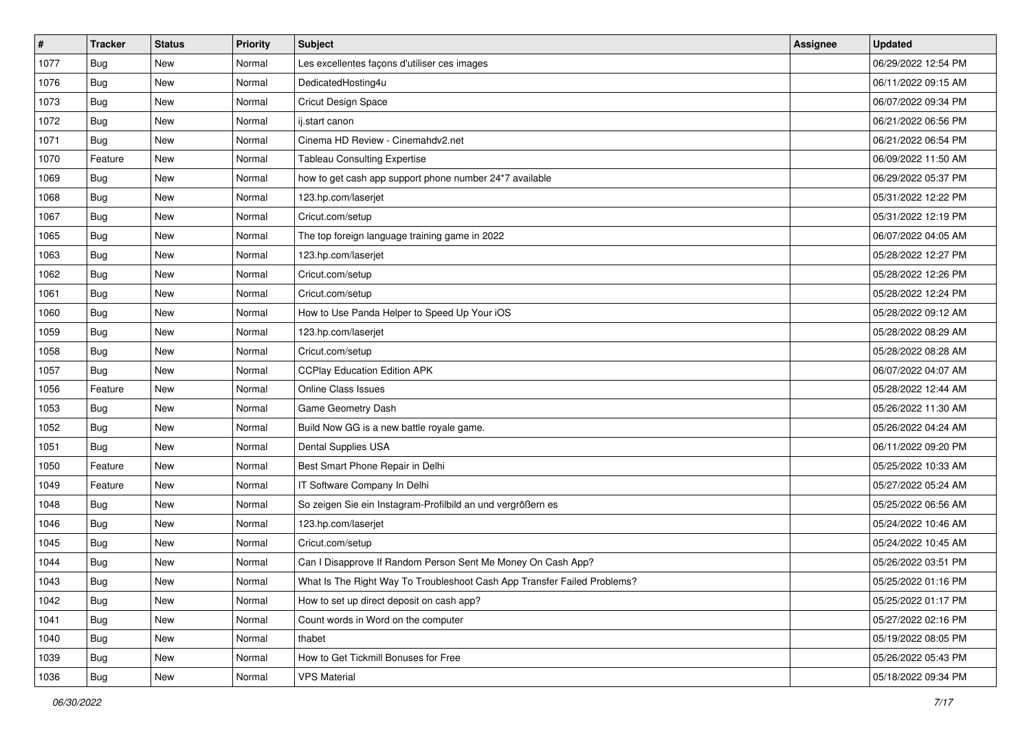| # | Tracker | Status | Priority | Subject | Assignee | Updated |
|---|---|---|---|---|---|---|
| 1077 | Bug | New | Normal | Les excellentes façons d'utiliser ces images | | 06/29/2022 12:54 PM |
| 1076 | Bug | New | Normal | DedicatedHosting4u | | 06/11/2022 09:15 AM |
| 1073 | Bug | New | Normal | Cricut Design Space | | 06/07/2022 09:34 PM |
| 1072 | Bug | New | Normal | ij.start canon | | 06/21/2022 06:56 PM |
| 1071 | Bug | New | Normal | Cinema HD Review - Cinemahdv2.net | | 06/21/2022 06:54 PM |
| 1070 | Feature | New | Normal | Tableau Consulting Expertise | | 06/09/2022 11:50 AM |
| 1069 | Bug | New | Normal | how to get cash app support phone number 24*7 available | | 06/29/2022 05:37 PM |
| 1068 | Bug | New | Normal | 123.hp.com/laserjet | | 05/31/2022 12:22 PM |
| 1067 | Bug | New | Normal | Cricut.com/setup | | 05/31/2022 12:19 PM |
| 1065 | Bug | New | Normal | The top foreign language training game in 2022 | | 06/07/2022 04:05 AM |
| 1063 | Bug | New | Normal | 123.hp.com/laserjet | | 05/28/2022 12:27 PM |
| 1062 | Bug | New | Normal | Cricut.com/setup | | 05/28/2022 12:26 PM |
| 1061 | Bug | New | Normal | Cricut.com/setup | | 05/28/2022 12:24 PM |
| 1060 | Bug | New | Normal | How to Use Panda Helper to Speed Up Your iOS | | 05/28/2022 09:12 AM |
| 1059 | Bug | New | Normal | 123.hp.com/laserjet | | 05/28/2022 08:29 AM |
| 1058 | Bug | New | Normal | Cricut.com/setup | | 05/28/2022 08:28 AM |
| 1057 | Bug | New | Normal | CCPlay Education Edition APK | | 06/07/2022 04:07 AM |
| 1056 | Feature | New | Normal | Online Class Issues | | 05/28/2022 12:44 AM |
| 1053 | Bug | New | Normal | Game Geometry Dash | | 05/26/2022 11:30 AM |
| 1052 | Bug | New | Normal | Build Now GG is a new battle royale game. | | 05/26/2022 04:24 AM |
| 1051 | Bug | New | Normal | Dental Supplies USA | | 06/11/2022 09:20 PM |
| 1050 | Feature | New | Normal | Best Smart Phone Repair in Delhi | | 05/25/2022 10:33 AM |
| 1049 | Feature | New | Normal | IT Software Company In Delhi | | 05/27/2022 05:24 AM |
| 1048 | Bug | New | Normal | So zeigen Sie ein Instagram-Profilbild an und vergrößern es | | 05/25/2022 06:56 AM |
| 1046 | Bug | New | Normal | 123.hp.com/laserjet | | 05/24/2022 10:46 AM |
| 1045 | Bug | New | Normal | Cricut.com/setup | | 05/24/2022 10:45 AM |
| 1044 | Bug | New | Normal | Can I Disapprove If Random Person Sent Me Money On Cash App? | | 05/26/2022 03:51 PM |
| 1043 | Bug | New | Normal | What Is The Right Way To Troubleshoot Cash App Transfer Failed Problems? | | 05/25/2022 01:16 PM |
| 1042 | Bug | New | Normal | How to set up direct deposit on cash app? | | 05/25/2022 01:17 PM |
| 1041 | Bug | New | Normal | Count words in Word on the computer | | 05/27/2022 02:16 PM |
| 1040 | Bug | New | Normal | thabet | | 05/19/2022 08:05 PM |
| 1039 | Bug | New | Normal | How to Get Tickmill Bonuses for Free | | 05/26/2022 05:43 PM |
| 1036 | Bug | New | Normal | VPS Material | | 05/18/2022 09:34 PM |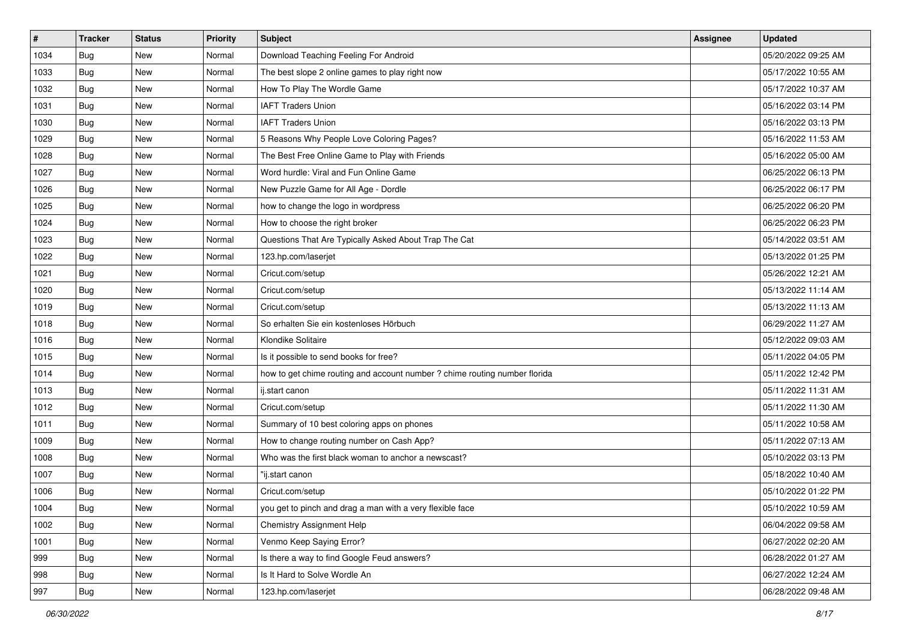| # | Tracker | Status | Priority | Subject | Assignee | Updated |
| --- | --- | --- | --- | --- | --- | --- |
| 1034 | Bug | New | Normal | Download Teaching Feeling For Android | | 05/20/2022 09:25 AM |
| 1033 | Bug | New | Normal | The best slope 2 online games to play right now | | 05/17/2022 10:55 AM |
| 1032 | Bug | New | Normal | How To Play The Wordle Game | | 05/17/2022 10:37 AM |
| 1031 | Bug | New | Normal | IAFT Traders Union | | 05/16/2022 03:14 PM |
| 1030 | Bug | New | Normal | IAFT Traders Union | | 05/16/2022 03:13 PM |
| 1029 | Bug | New | Normal | 5 Reasons Why People Love Coloring Pages? | | 05/16/2022 11:53 AM |
| 1028 | Bug | New | Normal | The Best Free Online Game to Play with Friends | | 05/16/2022 05:00 AM |
| 1027 | Bug | New | Normal | Word hurdle: Viral and Fun Online Game | | 06/25/2022 06:13 PM |
| 1026 | Bug | New | Normal | New Puzzle Game for All Age - Dordle | | 06/25/2022 06:17 PM |
| 1025 | Bug | New | Normal | how to change the logo in wordpress | | 06/25/2022 06:20 PM |
| 1024 | Bug | New | Normal | How to choose the right broker | | 06/25/2022 06:23 PM |
| 1023 | Bug | New | Normal | Questions That Are Typically Asked About Trap The Cat | | 05/14/2022 03:51 AM |
| 1022 | Bug | New | Normal | 123.hp.com/laserjet | | 05/13/2022 01:25 PM |
| 1021 | Bug | New | Normal | Cricut.com/setup | | 05/26/2022 12:21 AM |
| 1020 | Bug | New | Normal | Cricut.com/setup | | 05/13/2022 11:14 AM |
| 1019 | Bug | New | Normal | Cricut.com/setup | | 05/13/2022 11:13 AM |
| 1018 | Bug | New | Normal | So erhalten Sie ein kostenloses Hörbuch | | 06/29/2022 11:27 AM |
| 1016 | Bug | New | Normal | Klondike Solitaire | | 05/12/2022 09:03 AM |
| 1015 | Bug | New | Normal | Is it possible to send books for free? | | 05/11/2022 04:05 PM |
| 1014 | Bug | New | Normal | how to get chime routing and account number ? chime routing number florida | | 05/11/2022 12:42 PM |
| 1013 | Bug | New | Normal | ij.start canon | | 05/11/2022 11:31 AM |
| 1012 | Bug | New | Normal | Cricut.com/setup | | 05/11/2022 11:30 AM |
| 1011 | Bug | New | Normal | Summary of 10 best coloring apps on phones | | 05/11/2022 10:58 AM |
| 1009 | Bug | New | Normal | How to change routing number on Cash App? | | 05/11/2022 07:13 AM |
| 1008 | Bug | New | Normal | Who was the first black woman to anchor a newscast? | | 05/10/2022 03:13 PM |
| 1007 | Bug | New | Normal | "ij.start canon | | 05/18/2022 10:40 AM |
| 1006 | Bug | New | Normal | Cricut.com/setup | | 05/10/2022 01:22 PM |
| 1004 | Bug | New | Normal | you get to pinch and drag a man with a very flexible face | | 05/10/2022 10:59 AM |
| 1002 | Bug | New | Normal | Chemistry Assignment Help | | 06/04/2022 09:58 AM |
| 1001 | Bug | New | Normal | Venmo Keep Saying Error? | | 06/27/2022 02:20 AM |
| 999 | Bug | New | Normal | Is there a way to find Google Feud answers? | | 06/28/2022 01:27 AM |
| 998 | Bug | New | Normal | Is It Hard to Solve Wordle An | | 06/27/2022 12:24 AM |
| 997 | Bug | New | Normal | 123.hp.com/laserjet | | 06/28/2022 09:48 AM |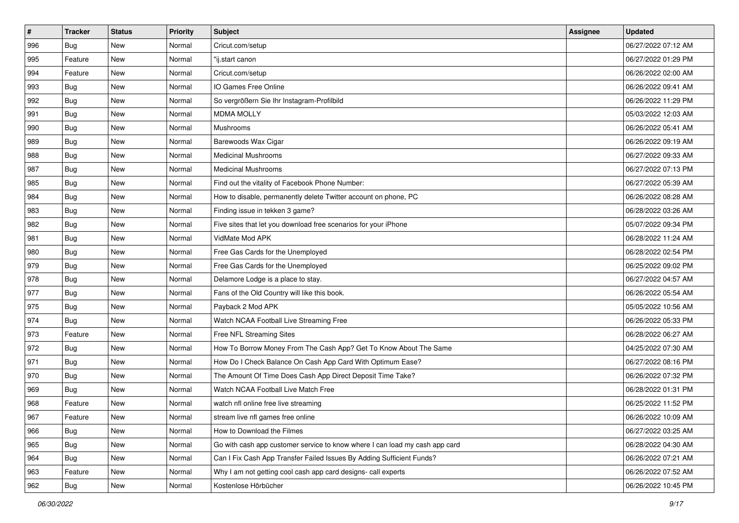| # | Tracker | Status | Priority | Subject | Assignee | Updated |
|---|---|---|---|---|---|---|
| 996 | Bug | New | Normal | Cricut.com/setup | | 06/27/2022 07:12 AM |
| 995 | Feature | New | Normal | "ij.start canon | | 06/27/2022 01:29 PM |
| 994 | Feature | New | Normal | Cricut.com/setup | | 06/26/2022 02:00 AM |
| 993 | Bug | New | Normal | IO Games Free Online | | 06/26/2022 09:41 AM |
| 992 | Bug | New | Normal | So vergrößern Sie Ihr Instagram-Profilbild | | 06/26/2022 11:29 PM |
| 991 | Bug | New | Normal | MDMA MOLLY | | 05/03/2022 12:03 AM |
| 990 | Bug | New | Normal | Mushrooms | | 06/26/2022 05:41 AM |
| 989 | Bug | New | Normal | Barewoods Wax Cigar | | 06/26/2022 09:19 AM |
| 988 | Bug | New | Normal | Medicinal Mushrooms | | 06/27/2022 09:33 AM |
| 987 | Bug | New | Normal | Medicinal Mushrooms | | 06/27/2022 07:13 PM |
| 985 | Bug | New | Normal | Find out the vitality of Facebook Phone Number: | | 06/27/2022 05:39 AM |
| 984 | Bug | New | Normal | How to disable, permanently delete Twitter account on phone, PC | | 06/26/2022 08:28 AM |
| 983 | Bug | New | Normal | Finding issue in tekken 3 game? | | 06/28/2022 03:26 AM |
| 982 | Bug | New | Normal | Five sites that let you download free scenarios for your iPhone | | 05/07/2022 09:34 PM |
| 981 | Bug | New | Normal | VidMate Mod APK | | 06/28/2022 11:24 AM |
| 980 | Bug | New | Normal | Free Gas Cards for the Unemployed | | 06/28/2022 02:54 PM |
| 979 | Bug | New | Normal | Free Gas Cards for the Unemployed | | 06/25/2022 09:02 PM |
| 978 | Bug | New | Normal | Delamore Lodge is a place to stay. | | 06/27/2022 04:57 AM |
| 977 | Bug | New | Normal | Fans of the Old Country will like this book. | | 06/26/2022 05:54 AM |
| 975 | Bug | New | Normal | Payback 2 Mod APK | | 05/05/2022 10:56 AM |
| 974 | Bug | New | Normal | Watch NCAA Football Live Streaming Free | | 06/26/2022 05:33 PM |
| 973 | Feature | New | Normal | Free NFL Streaming Sites | | 06/28/2022 06:27 AM |
| 972 | Bug | New | Normal | How To Borrow Money From The Cash App? Get To Know About The Same | | 04/25/2022 07:30 AM |
| 971 | Bug | New | Normal | How Do I Check Balance On Cash App Card With Optimum Ease? | | 06/27/2022 08:16 PM |
| 970 | Bug | New | Normal | The Amount Of Time Does Cash App Direct Deposit Time Take? | | 06/26/2022 07:32 PM |
| 969 | Bug | New | Normal | Watch NCAA Football Live Match Free | | 06/28/2022 01:31 PM |
| 968 | Feature | New | Normal | watch nfl online free live streaming | | 06/25/2022 11:52 PM |
| 967 | Feature | New | Normal | stream live nfl games free online | | 06/26/2022 10:09 AM |
| 966 | Bug | New | Normal | How to Download the Filmes | | 06/27/2022 03:25 AM |
| 965 | Bug | New | Normal | Go with cash app customer service to know where I can load my cash app card | | 06/28/2022 04:30 AM |
| 964 | Bug | New | Normal | Can I Fix Cash App Transfer Failed Issues By Adding Sufficient Funds? | | 06/26/2022 07:21 AM |
| 963 | Feature | New | Normal | Why I am not getting cool cash app card designs- call experts | | 06/26/2022 07:52 AM |
| 962 | Bug | New | Normal | Kostenlose Hörbücher | | 06/26/2022 10:45 PM |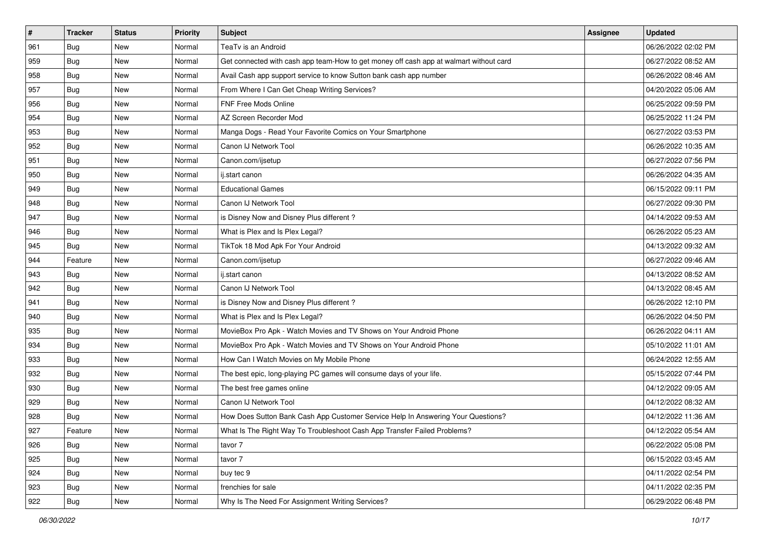| # | Tracker | Status | Priority | Subject | Assignee | Updated |
|---|---|---|---|---|---|---|
| 961 | Bug | New | Normal | TeaTv is an Android | | 06/26/2022 02:02 PM |
| 959 | Bug | New | Normal | Get connected with cash app team-How to get money off cash app at walmart without card | | 06/27/2022 08:52 AM |
| 958 | Bug | New | Normal | Avail Cash app support service to know Sutton bank cash app number | | 06/26/2022 08:46 AM |
| 957 | Bug | New | Normal | From Where I Can Get Cheap Writing Services? | | 04/20/2022 05:06 AM |
| 956 | Bug | New | Normal | FNF Free Mods Online | | 06/25/2022 09:59 PM |
| 954 | Bug | New | Normal | AZ Screen Recorder Mod | | 06/25/2022 11:24 PM |
| 953 | Bug | New | Normal | Manga Dogs - Read Your Favorite Comics on Your Smartphone | | 06/27/2022 03:53 PM |
| 952 | Bug | New | Normal | Canon IJ Network Tool | | 06/26/2022 10:35 AM |
| 951 | Bug | New | Normal | Canon.com/ijsetup | | 06/27/2022 07:56 PM |
| 950 | Bug | New | Normal | ij.start canon | | 06/26/2022 04:35 AM |
| 949 | Bug | New | Normal | Educational Games | | 06/15/2022 09:11 PM |
| 948 | Bug | New | Normal | Canon IJ Network Tool | | 06/27/2022 09:30 PM |
| 947 | Bug | New | Normal | is Disney Now and Disney Plus different ? | | 04/14/2022 09:53 AM |
| 946 | Bug | New | Normal | What is Plex and Is Plex Legal? | | 06/26/2022 05:23 AM |
| 945 | Bug | New | Normal | TikTok 18 Mod Apk For Your Android | | 04/13/2022 09:32 AM |
| 944 | Feature | New | Normal | Canon.com/ijsetup | | 06/27/2022 09:46 AM |
| 943 | Bug | New | Normal | ij.start canon | | 04/13/2022 08:52 AM |
| 942 | Bug | New | Normal | Canon IJ Network Tool | | 04/13/2022 08:45 AM |
| 941 | Bug | New | Normal | is Disney Now and Disney Plus different ? | | 06/26/2022 12:10 PM |
| 940 | Bug | New | Normal | What is Plex and Is Plex Legal? | | 06/26/2022 04:50 PM |
| 935 | Bug | New | Normal | MovieBox Pro Apk - Watch Movies and TV Shows on Your Android Phone | | 06/26/2022 04:11 AM |
| 934 | Bug | New | Normal | MovieBox Pro Apk - Watch Movies and TV Shows on Your Android Phone | | 05/10/2022 11:01 AM |
| 933 | Bug | New | Normal | How Can I Watch Movies on My Mobile Phone | | 06/24/2022 12:55 AM |
| 932 | Bug | New | Normal | The best epic, long-playing PC games will consume days of your life. | | 05/15/2022 07:44 PM |
| 930 | Bug | New | Normal | The best free games online | | 04/12/2022 09:05 AM |
| 929 | Bug | New | Normal | Canon IJ Network Tool | | 04/12/2022 08:32 AM |
| 928 | Bug | New | Normal | How Does Sutton Bank Cash App Customer Service Help In Answering Your Questions? | | 04/12/2022 11:36 AM |
| 927 | Feature | New | Normal | What Is The Right Way To Troubleshoot Cash App Transfer Failed Problems? | | 04/12/2022 05:54 AM |
| 926 | Bug | New | Normal | tavor 7 | | 06/22/2022 05:08 PM |
| 925 | Bug | New | Normal | tavor 7 | | 06/15/2022 03:45 AM |
| 924 | Bug | New | Normal | buy tec 9 | | 04/11/2022 02:54 PM |
| 923 | Bug | New | Normal | frenchies for sale | | 04/11/2022 02:35 PM |
| 922 | Bug | New | Normal | Why Is The Need For Assignment Writing Services? | | 06/29/2022 06:48 PM |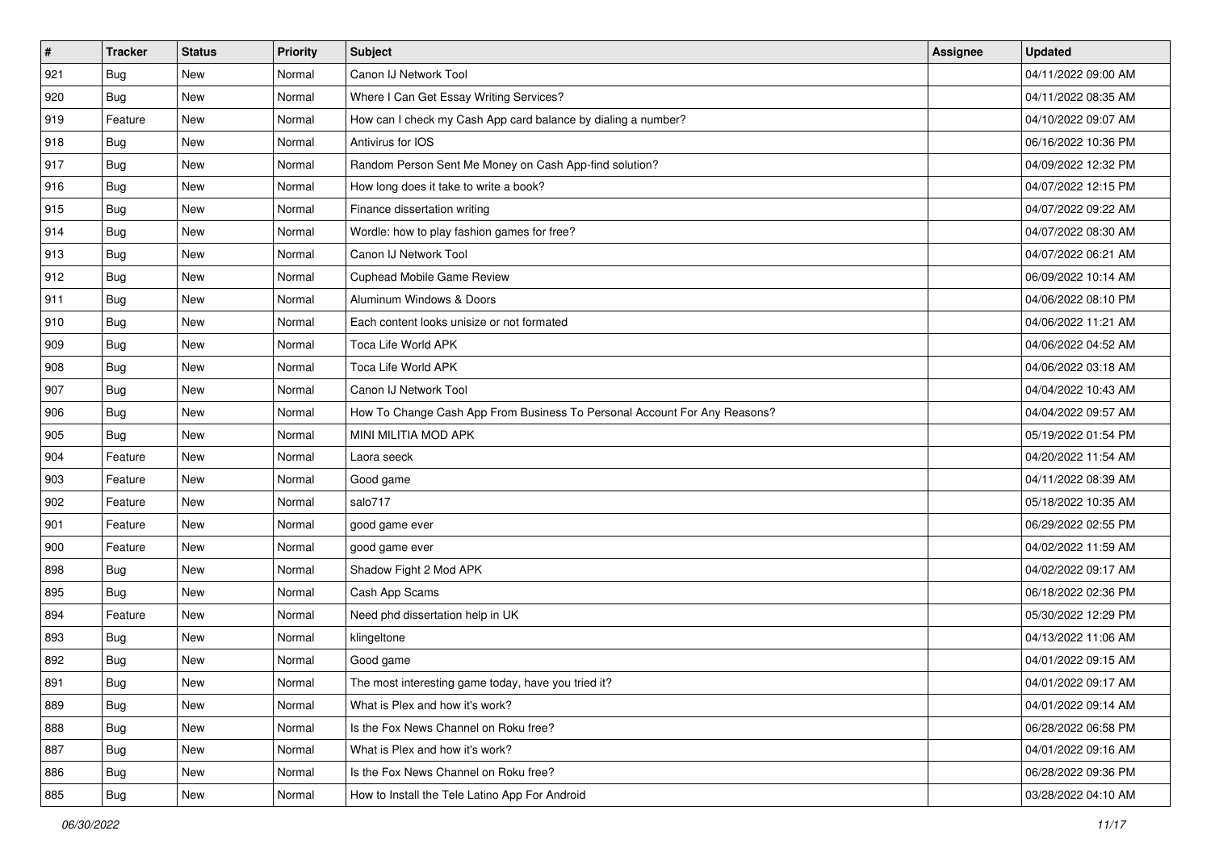| # | Tracker | Status | Priority | Subject | Assignee | Updated |
|---|---|---|---|---|---|---|
| 921 | Bug | New | Normal | Canon IJ Network Tool | | 04/11/2022 09:00 AM |
| 920 | Bug | New | Normal | Where I Can Get Essay Writing Services? | | 04/11/2022 08:35 AM |
| 919 | Feature | New | Normal | How can I check my Cash App card balance by dialing a number? | | 04/10/2022 09:07 AM |
| 918 | Bug | New | Normal | Antivirus for IOS | | 06/16/2022 10:36 PM |
| 917 | Bug | New | Normal | Random Person Sent Me Money on Cash App-find solution? | | 04/09/2022 12:32 PM |
| 916 | Bug | New | Normal | How long does it take to write a book? | | 04/07/2022 12:15 PM |
| 915 | Bug | New | Normal | Finance dissertation writing | | 04/07/2022 09:22 AM |
| 914 | Bug | New | Normal | Wordle: how to play fashion games for free? | | 04/07/2022 08:30 AM |
| 913 | Bug | New | Normal | Canon IJ Network Tool | | 04/07/2022 06:21 AM |
| 912 | Bug | New | Normal | Cuphead Mobile Game Review | | 06/09/2022 10:14 AM |
| 911 | Bug | New | Normal | Aluminum Windows & Doors | | 04/06/2022 08:10 PM |
| 910 | Bug | New | Normal | Each content looks unisize or not formated | | 04/06/2022 11:21 AM |
| 909 | Bug | New | Normal | Toca Life World APK | | 04/06/2022 04:52 AM |
| 908 | Bug | New | Normal | Toca Life World APK | | 04/06/2022 03:18 AM |
| 907 | Bug | New | Normal | Canon IJ Network Tool | | 04/04/2022 10:43 AM |
| 906 | Bug | New | Normal | How To Change Cash App From Business To Personal Account For Any Reasons? | | 04/04/2022 09:57 AM |
| 905 | Bug | New | Normal | MINI MILITIA MOD APK | | 05/19/2022 01:54 PM |
| 904 | Feature | New | Normal | Laora seeck | | 04/20/2022 11:54 AM |
| 903 | Feature | New | Normal | Good game | | 04/11/2022 08:39 AM |
| 902 | Feature | New | Normal | salo717 | | 05/18/2022 10:35 AM |
| 901 | Feature | New | Normal | good game ever | | 06/29/2022 02:55 PM |
| 900 | Feature | New | Normal | good game ever | | 04/02/2022 11:59 AM |
| 898 | Bug | New | Normal | Shadow Fight 2 Mod APK | | 04/02/2022 09:17 AM |
| 895 | Bug | New | Normal | Cash App Scams | | 06/18/2022 02:36 PM |
| 894 | Feature | New | Normal | Need phd dissertation help in UK | | 05/30/2022 12:29 PM |
| 893 | Bug | New | Normal | klingeltone | | 04/13/2022 11:06 AM |
| 892 | Bug | New | Normal | Good game | | 04/01/2022 09:15 AM |
| 891 | Bug | New | Normal | The most interesting game today, have you tried it? | | 04/01/2022 09:17 AM |
| 889 | Bug | New | Normal | What is Plex and how it's work? | | 04/01/2022 09:14 AM |
| 888 | Bug | New | Normal | Is the Fox News Channel on Roku free? | | 06/28/2022 06:58 PM |
| 887 | Bug | New | Normal | What is Plex and how it's work? | | 04/01/2022 09:16 AM |
| 886 | Bug | New | Normal | Is the Fox News Channel on Roku free? | | 06/28/2022 09:36 PM |
| 885 | Bug | New | Normal | How to Install the Tele Latino App For Android | | 03/28/2022 04:10 AM |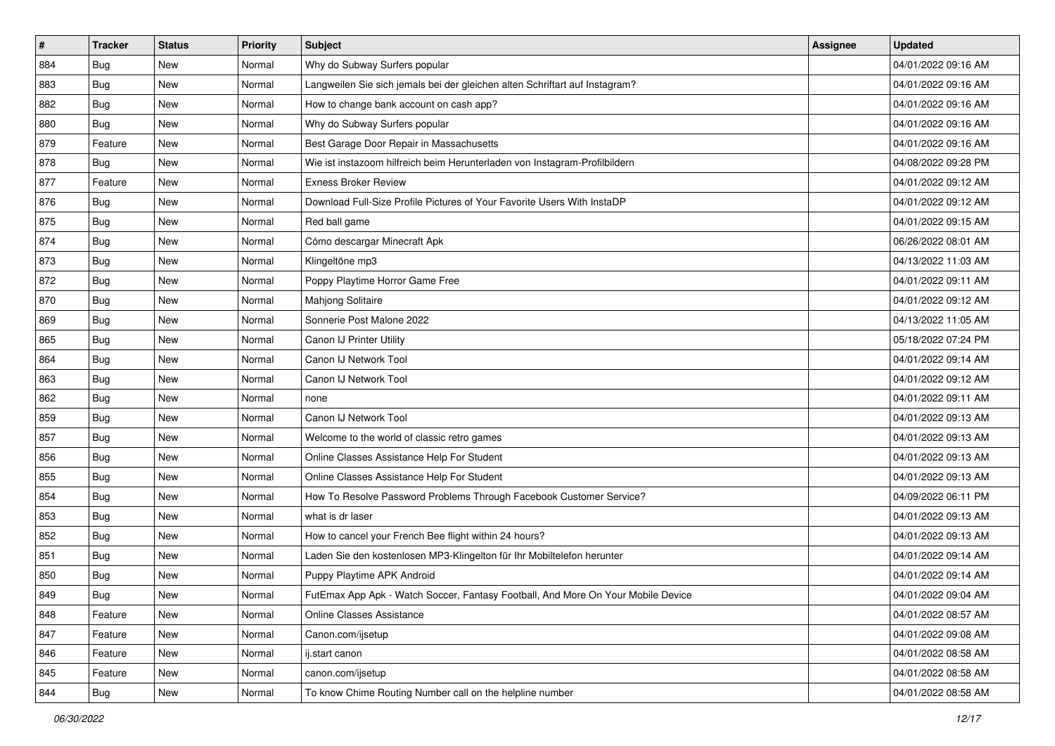| # | Tracker | Status | Priority | Subject | Assignee | Updated |
| --- | --- | --- | --- | --- | --- | --- |
| 884 | Bug | New | Normal | Why do Subway Surfers popular | | 04/01/2022 09:16 AM |
| 883 | Bug | New | Normal | Langweilen Sie sich jemals bei der gleichen alten Schriftart auf Instagram? | | 04/01/2022 09:16 AM |
| 882 | Bug | New | Normal | How to change bank account on cash app? | | 04/01/2022 09:16 AM |
| 880 | Bug | New | Normal | Why do Subway Surfers popular | | 04/01/2022 09:16 AM |
| 879 | Feature | New | Normal | Best Garage Door Repair in Massachusetts | | 04/01/2022 09:16 AM |
| 878 | Bug | New | Normal | Wie ist instazoom hilfreich beim Herunterladen von Instagram-Profilbildern | | 04/08/2022 09:28 PM |
| 877 | Feature | New | Normal | Exness Broker Review | | 04/01/2022 09:12 AM |
| 876 | Bug | New | Normal | Download Full-Size Profile Pictures of Your Favorite Users With InstaDP | | 04/01/2022 09:12 AM |
| 875 | Bug | New | Normal | Red ball game | | 04/01/2022 09:15 AM |
| 874 | Bug | New | Normal | Cómo descargar Minecraft Apk | | 06/26/2022 08:01 AM |
| 873 | Bug | New | Normal | Klingeltöne mp3 | | 04/13/2022 11:03 AM |
| 872 | Bug | New | Normal | Poppy Playtime Horror Game Free | | 04/01/2022 09:11 AM |
| 870 | Bug | New | Normal | Mahjong Solitaire | | 04/01/2022 09:12 AM |
| 869 | Bug | New | Normal | Sonnerie Post Malone 2022 | | 04/13/2022 11:05 AM |
| 865 | Bug | New | Normal | Canon IJ Printer Utility | | 05/18/2022 07:24 PM |
| 864 | Bug | New | Normal | Canon IJ Network Tool | | 04/01/2022 09:14 AM |
| 863 | Bug | New | Normal | Canon IJ Network Tool | | 04/01/2022 09:12 AM |
| 862 | Bug | New | Normal | none | | 04/01/2022 09:11 AM |
| 859 | Bug | New | Normal | Canon IJ Network Tool | | 04/01/2022 09:13 AM |
| 857 | Bug | New | Normal | Welcome to the world of classic retro games | | 04/01/2022 09:13 AM |
| 856 | Bug | New | Normal | Online Classes Assistance Help For Student | | 04/01/2022 09:13 AM |
| 855 | Bug | New | Normal | Online Classes Assistance Help For Student | | 04/01/2022 09:13 AM |
| 854 | Bug | New | Normal | How To Resolve Password Problems Through Facebook Customer Service? | | 04/09/2022 06:11 PM |
| 853 | Bug | New | Normal | what is dr laser | | 04/01/2022 09:13 AM |
| 852 | Bug | New | Normal | How to cancel your French Bee flight within 24 hours? | | 04/01/2022 09:13 AM |
| 851 | Bug | New | Normal | Laden Sie den kostenlosen MP3-Klingelton für Ihr Mobiltelefon herunter | | 04/01/2022 09:14 AM |
| 850 | Bug | New | Normal | Puppy Playtime APK Android | | 04/01/2022 09:14 AM |
| 849 | Bug | New | Normal | FutEmax App Apk - Watch Soccer, Fantasy Football, And More On Your Mobile Device | | 04/01/2022 09:04 AM |
| 848 | Feature | New | Normal | Online Classes Assistance | | 04/01/2022 08:57 AM |
| 847 | Feature | New | Normal | Canon.com/ijsetup | | 04/01/2022 09:08 AM |
| 846 | Feature | New | Normal | ij.start canon | | 04/01/2022 08:58 AM |
| 845 | Feature | New | Normal | canon.com/ijsetup | | 04/01/2022 08:58 AM |
| 844 | Bug | New | Normal | To know Chime Routing Number call on the helpline number | | 04/01/2022 08:58 AM |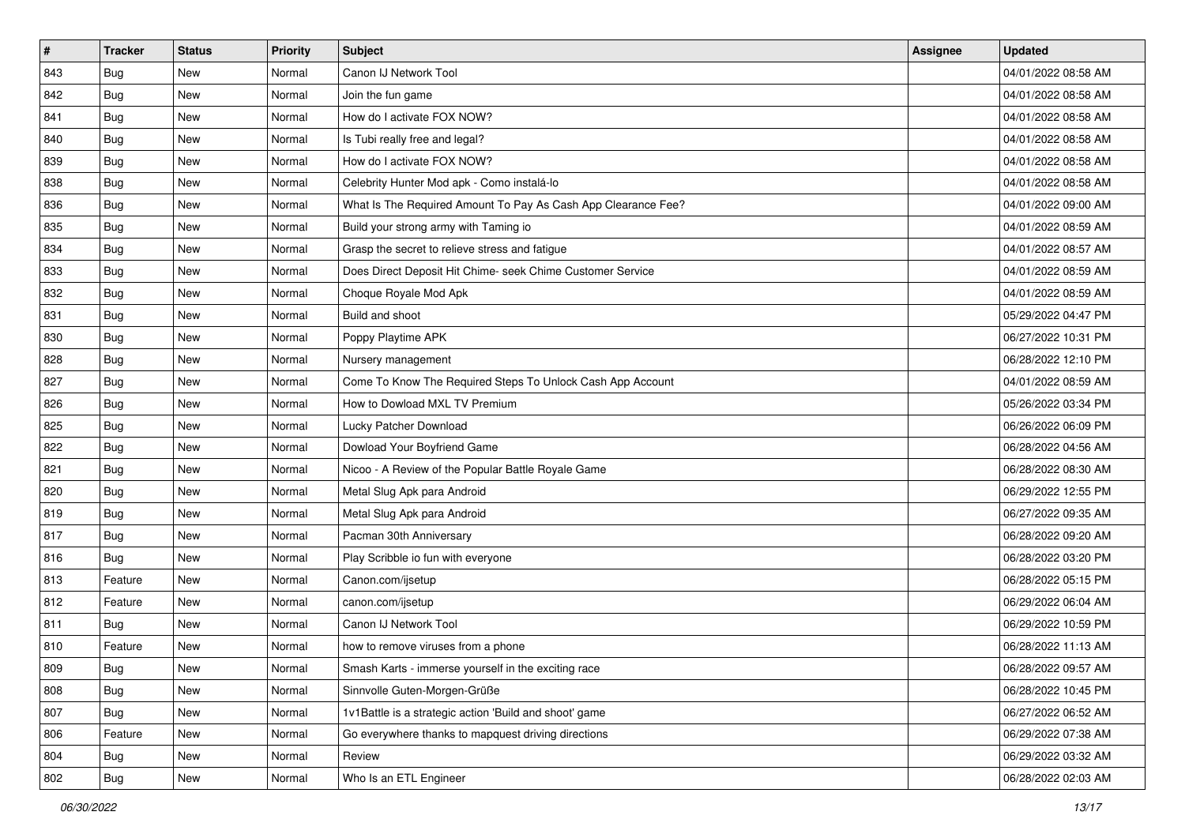| # | Tracker | Status | Priority | Subject | Assignee | Updated |
|---|---|---|---|---|---|---|
| 843 | Bug | New | Normal | Canon IJ Network Tool | | 04/01/2022 08:58 AM |
| 842 | Bug | New | Normal | Join the fun game | | 04/01/2022 08:58 AM |
| 841 | Bug | New | Normal | How do I activate FOX NOW? | | 04/01/2022 08:58 AM |
| 840 | Bug | New | Normal | Is Tubi really free and legal? | | 04/01/2022 08:58 AM |
| 839 | Bug | New | Normal | How do I activate FOX NOW? | | 04/01/2022 08:58 AM |
| 838 | Bug | New | Normal | Celebrity Hunter Mod apk - Como instalá-lo | | 04/01/2022 08:58 AM |
| 836 | Bug | New | Normal | What Is The Required Amount To Pay As Cash App Clearance Fee? | | 04/01/2022 09:00 AM |
| 835 | Bug | New | Normal | Build your strong army with Taming io | | 04/01/2022 08:59 AM |
| 834 | Bug | New | Normal | Grasp the secret to relieve stress and fatigue | | 04/01/2022 08:57 AM |
| 833 | Bug | New | Normal | Does Direct Deposit Hit Chime- seek Chime Customer Service | | 04/01/2022 08:59 AM |
| 832 | Bug | New | Normal | Choque Royale Mod Apk | | 04/01/2022 08:59 AM |
| 831 | Bug | New | Normal | Build and shoot | | 05/29/2022 04:47 PM |
| 830 | Bug | New | Normal | Poppy Playtime APK | | 06/27/2022 10:31 PM |
| 828 | Bug | New | Normal | Nursery management | | 06/28/2022 12:10 PM |
| 827 | Bug | New | Normal | Come To Know The Required Steps To Unlock Cash App Account | | 04/01/2022 08:59 AM |
| 826 | Bug | New | Normal | How to Dowload MXL TV Premium | | 05/26/2022 03:34 PM |
| 825 | Bug | New | Normal | Lucky Patcher Download | | 06/26/2022 06:09 PM |
| 822 | Bug | New | Normal | Dowload Your Boyfriend Game | | 06/28/2022 04:56 AM |
| 821 | Bug | New | Normal | Nicoo - A Review of the Popular Battle Royale Game | | 06/28/2022 08:30 AM |
| 820 | Bug | New | Normal | Metal Slug Apk para Android | | 06/29/2022 12:55 PM |
| 819 | Bug | New | Normal | Metal Slug Apk para Android | | 06/27/2022 09:35 AM |
| 817 | Bug | New | Normal | Pacman 30th Anniversary | | 06/28/2022 09:20 AM |
| 816 | Bug | New | Normal | Play Scribble io fun with everyone | | 06/28/2022 03:20 PM |
| 813 | Feature | New | Normal | Canon.com/ijsetup | | 06/28/2022 05:15 PM |
| 812 | Feature | New | Normal | canon.com/ijsetup | | 06/29/2022 06:04 AM |
| 811 | Bug | New | Normal | Canon IJ Network Tool | | 06/29/2022 10:59 PM |
| 810 | Feature | New | Normal | how to remove viruses from a phone | | 06/28/2022 11:13 AM |
| 809 | Bug | New | Normal | Smash Karts - immerse yourself in the exciting race | | 06/28/2022 09:57 AM |
| 808 | Bug | New | Normal | Sinnvolle Guten-Morgen-Grüße | | 06/28/2022 10:45 PM |
| 807 | Bug | New | Normal | 1v1Battle is a strategic action 'Build and shoot' game | | 06/27/2022 06:52 AM |
| 806 | Feature | New | Normal | Go everywhere thanks to mapquest driving directions | | 06/29/2022 07:38 AM |
| 804 | Bug | New | Normal | Review | | 06/29/2022 03:32 AM |
| 802 | Bug | New | Normal | Who Is an ETL Engineer | | 06/28/2022 02:03 AM |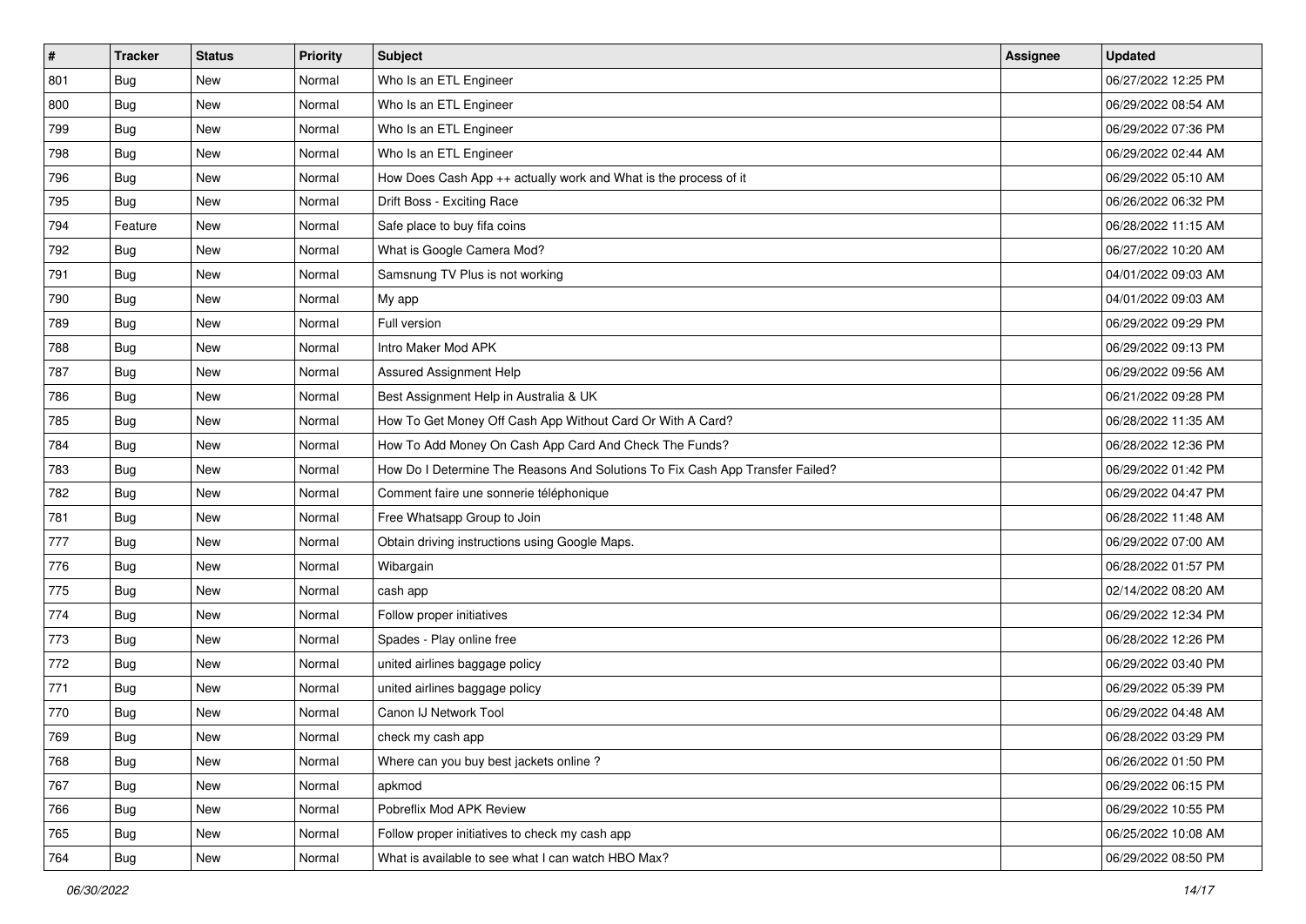| # | Tracker | Status | Priority | Subject | Assignee | Updated |
|---|---|---|---|---|---|---|
| 801 | Bug | New | Normal | Who Is an ETL Engineer | | 06/27/2022 12:25 PM |
| 800 | Bug | New | Normal | Who Is an ETL Engineer | | 06/29/2022 08:54 AM |
| 799 | Bug | New | Normal | Who Is an ETL Engineer | | 06/29/2022 07:36 PM |
| 798 | Bug | New | Normal | Who Is an ETL Engineer | | 06/29/2022 02:44 AM |
| 796 | Bug | New | Normal | How Does Cash App ++ actually work and What is the process of it | | 06/29/2022 05:10 AM |
| 795 | Bug | New | Normal | Drift Boss - Exciting Race | | 06/26/2022 06:32 PM |
| 794 | Feature | New | Normal | Safe place to buy fifa coins | | 06/28/2022 11:15 AM |
| 792 | Bug | New | Normal | What is Google Camera Mod? | | 06/27/2022 10:20 AM |
| 791 | Bug | New | Normal | Samsnung TV Plus is not working | | 04/01/2022 09:03 AM |
| 790 | Bug | New | Normal | My app | | 04/01/2022 09:03 AM |
| 789 | Bug | New | Normal | Full version | | 06/29/2022 09:29 PM |
| 788 | Bug | New | Normal | Intro Maker Mod APK | | 06/29/2022 09:13 PM |
| 787 | Bug | New | Normal | Assured Assignment Help | | 06/29/2022 09:56 AM |
| 786 | Bug | New | Normal | Best Assignment Help in Australia & UK | | 06/21/2022 09:28 PM |
| 785 | Bug | New | Normal | How To Get Money Off Cash App Without Card Or With A Card? | | 06/28/2022 11:35 AM |
| 784 | Bug | New | Normal | How To Add Money On Cash App Card And Check The Funds? | | 06/28/2022 12:36 PM |
| 783 | Bug | New | Normal | How Do I Determine The Reasons And Solutions To Fix Cash App Transfer Failed? | | 06/29/2022 01:42 PM |
| 782 | Bug | New | Normal | Comment faire une sonnerie téléphonique | | 06/29/2022 04:47 PM |
| 781 | Bug | New | Normal | Free Whatsapp Group to Join | | 06/28/2022 11:48 AM |
| 777 | Bug | New | Normal | Obtain driving instructions using Google Maps. | | 06/29/2022 07:00 AM |
| 776 | Bug | New | Normal | Wibargain | | 06/28/2022 01:57 PM |
| 775 | Bug | New | Normal | cash app | | 02/14/2022 08:20 AM |
| 774 | Bug | New | Normal | Follow proper initiatives | | 06/29/2022 12:34 PM |
| 773 | Bug | New | Normal | Spades - Play online free | | 06/28/2022 12:26 PM |
| 772 | Bug | New | Normal | united airlines baggage policy | | 06/29/2022 03:40 PM |
| 771 | Bug | New | Normal | united airlines baggage policy | | 06/29/2022 05:39 PM |
| 770 | Bug | New | Normal | Canon IJ Network Tool | | 06/29/2022 04:48 AM |
| 769 | Bug | New | Normal | check my cash app | | 06/28/2022 03:29 PM |
| 768 | Bug | New | Normal | Where can you buy best jackets online ? | | 06/26/2022 01:50 PM |
| 767 | Bug | New | Normal | apkmod | | 06/29/2022 06:15 PM |
| 766 | Bug | New | Normal | Pobreflix Mod APK Review | | 06/29/2022 10:55 PM |
| 765 | Bug | New | Normal | Follow proper initiatives to check my cash app | | 06/25/2022 10:08 AM |
| 764 | Bug | New | Normal | What is available to see what I can watch HBO Max? | | 06/29/2022 08:50 PM |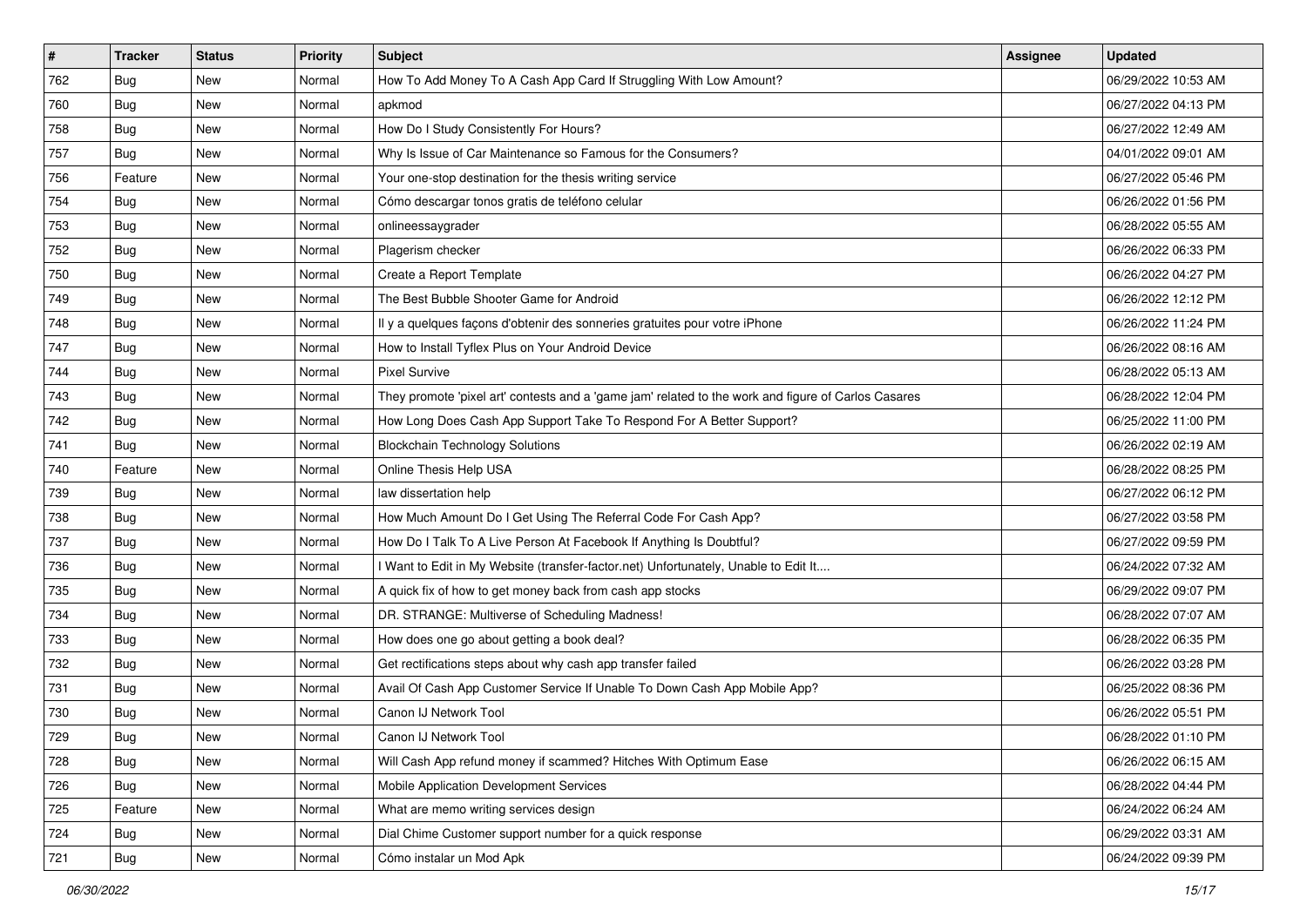| # | Tracker | Status | Priority | Subject | Assignee | Updated |
|---|---|---|---|---|---|---|
| 762 | Bug | New | Normal | How To Add Money To A Cash App Card If Struggling With Low Amount? | | 06/29/2022 10:53 AM |
| 760 | Bug | New | Normal | apkmod | | 06/27/2022 04:13 PM |
| 758 | Bug | New | Normal | How Do I Study Consistently For Hours? | | 06/27/2022 12:49 AM |
| 757 | Bug | New | Normal | Why Is Issue of Car Maintenance so Famous for the Consumers? | | 04/01/2022 09:01 AM |
| 756 | Feature | New | Normal | Your one-stop destination for the thesis writing service | | 06/27/2022 05:46 PM |
| 754 | Bug | New | Normal | Cómo descargar tonos gratis de teléfono celular | | 06/26/2022 01:56 PM |
| 753 | Bug | New | Normal | onlineessaygrader | | 06/28/2022 05:55 AM |
| 752 | Bug | New | Normal | Plagerism checker | | 06/26/2022 06:33 PM |
| 750 | Bug | New | Normal | Create a Report Template | | 06/26/2022 04:27 PM |
| 749 | Bug | New | Normal | The Best Bubble Shooter Game for Android | | 06/26/2022 12:12 PM |
| 748 | Bug | New | Normal | Il y a quelques façons d'obtenir des sonneries gratuites pour votre iPhone | | 06/26/2022 11:24 PM |
| 747 | Bug | New | Normal | How to Install Tyflex Plus on Your Android Device | | 06/26/2022 08:16 AM |
| 744 | Bug | New | Normal | Pixel Survive | | 06/28/2022 05:13 AM |
| 743 | Bug | New | Normal | They promote 'pixel art' contests and a 'game jam' related to the work and figure of Carlos Casares | | 06/28/2022 12:04 PM |
| 742 | Bug | New | Normal | How Long Does Cash App Support Take To Respond For A Better Support? | | 06/25/2022 11:00 PM |
| 741 | Bug | New | Normal | Blockchain Technology Solutions | | 06/26/2022 02:19 AM |
| 740 | Feature | New | Normal | Online Thesis Help USA | | 06/28/2022 08:25 PM |
| 739 | Bug | New | Normal | law dissertation help | | 06/27/2022 06:12 PM |
| 738 | Bug | New | Normal | How Much Amount Do I Get Using The Referral Code For Cash App? | | 06/27/2022 03:58 PM |
| 737 | Bug | New | Normal | How Do I Talk To A Live Person At Facebook If Anything Is Doubtful? | | 06/27/2022 09:59 PM |
| 736 | Bug | New | Normal | I Want to Edit in My Website (transfer-factor.net) Unfortunately, Unable to Edit It.... | | 06/24/2022 07:32 AM |
| 735 | Bug | New | Normal | A quick fix of how to get money back from cash app stocks | | 06/29/2022 09:07 PM |
| 734 | Bug | New | Normal | DR. STRANGE: Multiverse of Scheduling Madness! | | 06/28/2022 07:07 AM |
| 733 | Bug | New | Normal | How does one go about getting a book deal? | | 06/28/2022 06:35 PM |
| 732 | Bug | New | Normal | Get rectifications steps about why cash app transfer failed | | 06/26/2022 03:28 PM |
| 731 | Bug | New | Normal | Avail Of Cash App Customer Service If Unable To Down Cash App Mobile App? | | 06/25/2022 08:36 PM |
| 730 | Bug | New | Normal | Canon IJ Network Tool | | 06/26/2022 05:51 PM |
| 729 | Bug | New | Normal | Canon IJ Network Tool | | 06/28/2022 01:10 PM |
| 728 | Bug | New | Normal | Will Cash App refund money if scammed? Hitches With Optimum Ease | | 06/26/2022 06:15 AM |
| 726 | Bug | New | Normal | Mobile Application Development Services | | 06/28/2022 04:44 PM |
| 725 | Feature | New | Normal | What are memo writing services design | | 06/24/2022 06:24 AM |
| 724 | Bug | New | Normal | Dial Chime Customer support number for a quick response | | 06/29/2022 03:31 AM |
| 721 | Bug | New | Normal | Cómo instalar un Mod Apk | | 06/24/2022 09:39 PM |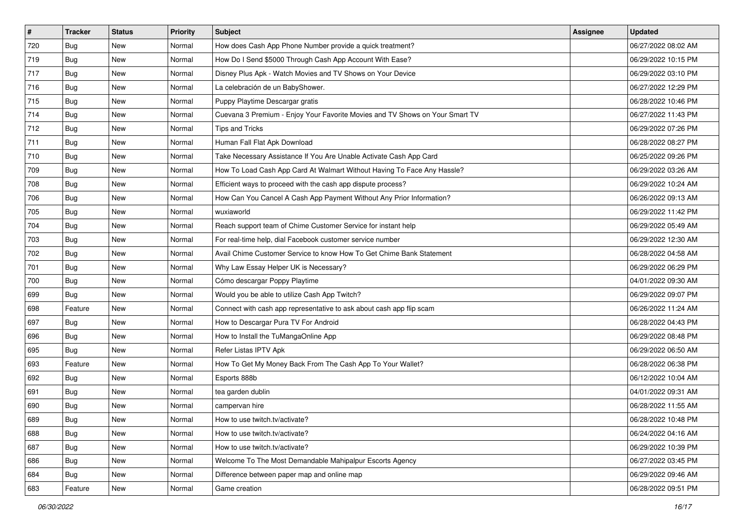| # | Tracker | Status | Priority | Subject | Assignee | Updated |
|---|---|---|---|---|---|---|
| 720 | Bug | New | Normal | How does Cash App Phone Number provide a quick treatment? | | 06/27/2022 08:02 AM |
| 719 | Bug | New | Normal | How Do I Send $5000 Through Cash App Account With Ease? | | 06/29/2022 10:15 PM |
| 717 | Bug | New | Normal | Disney Plus Apk - Watch Movies and TV Shows on Your Device | | 06/29/2022 03:10 PM |
| 716 | Bug | New | Normal | La celebración de un BabyShower. | | 06/27/2022 12:29 PM |
| 715 | Bug | New | Normal | Puppy Playtime Descargar gratis | | 06/28/2022 10:46 PM |
| 714 | Bug | New | Normal | Cuevana 3 Premium - Enjoy Your Favorite Movies and TV Shows on Your Smart TV | | 06/27/2022 11:43 PM |
| 712 | Bug | New | Normal | Tips and Tricks | | 06/29/2022 07:26 PM |
| 711 | Bug | New | Normal | Human Fall Flat Apk Download | | 06/28/2022 08:27 PM |
| 710 | Bug | New | Normal | Take Necessary Assistance If You Are Unable Activate Cash App Card | | 06/25/2022 09:26 PM |
| 709 | Bug | New | Normal | How To Load Cash App Card At Walmart Without Having To Face Any Hassle? | | 06/29/2022 03:26 AM |
| 708 | Bug | New | Normal | Efficient ways to proceed with the cash app dispute process? | | 06/29/2022 10:24 AM |
| 706 | Bug | New | Normal | How Can You Cancel A Cash App Payment Without Any Prior Information? | | 06/26/2022 09:13 AM |
| 705 | Bug | New | Normal | wuxiaworld | | 06/29/2022 11:42 PM |
| 704 | Bug | New | Normal | Reach support team of Chime Customer Service for instant help | | 06/29/2022 05:49 AM |
| 703 | Bug | New | Normal | For real-time help, dial Facebook customer service number | | 06/29/2022 12:30 AM |
| 702 | Bug | New | Normal | Avail Chime Customer Service to know How To Get Chime Bank Statement | | 06/28/2022 04:58 AM |
| 701 | Bug | New | Normal | Why Law Essay Helper UK is Necessary? | | 06/29/2022 06:29 PM |
| 700 | Bug | New | Normal | Cómo descargar Poppy Playtime | | 04/01/2022 09:30 AM |
| 699 | Bug | New | Normal | Would you be able to utilize Cash App Twitch? | | 06/29/2022 09:07 PM |
| 698 | Feature | New | Normal | Connect with cash app representative to ask about cash app flip scam | | 06/26/2022 11:24 AM |
| 697 | Bug | New | Normal | How to Descargar Pura TV For Android | | 06/28/2022 04:43 PM |
| 696 | Bug | New | Normal | How to Install the TuMangaOnline App | | 06/29/2022 08:48 PM |
| 695 | Bug | New | Normal | Refer Listas IPTV Apk | | 06/29/2022 06:50 AM |
| 693 | Feature | New | Normal | How To Get My Money Back From The Cash App To Your Wallet? | | 06/28/2022 06:38 PM |
| 692 | Bug | New | Normal | Esports 888b | | 06/12/2022 10:04 AM |
| 691 | Bug | New | Normal | tea garden dublin | | 04/01/2022 09:31 AM |
| 690 | Bug | New | Normal | campervan hire | | 06/28/2022 11:55 AM |
| 689 | Bug | New | Normal | How to use twitch.tv/activate? | | 06/28/2022 10:48 PM |
| 688 | Bug | New | Normal | How to use twitch.tv/activate? | | 06/24/2022 04:16 AM |
| 687 | Bug | New | Normal | How to use twitch.tv/activate? | | 06/29/2022 10:39 PM |
| 686 | Bug | New | Normal | Welcome To The Most Demandable Mahipalpur Escorts Agency | | 06/27/2022 03:45 PM |
| 684 | Bug | New | Normal | Difference between paper map and online map | | 06/29/2022 09:46 AM |
| 683 | Feature | New | Normal | Game creation | | 06/28/2022 09:51 PM |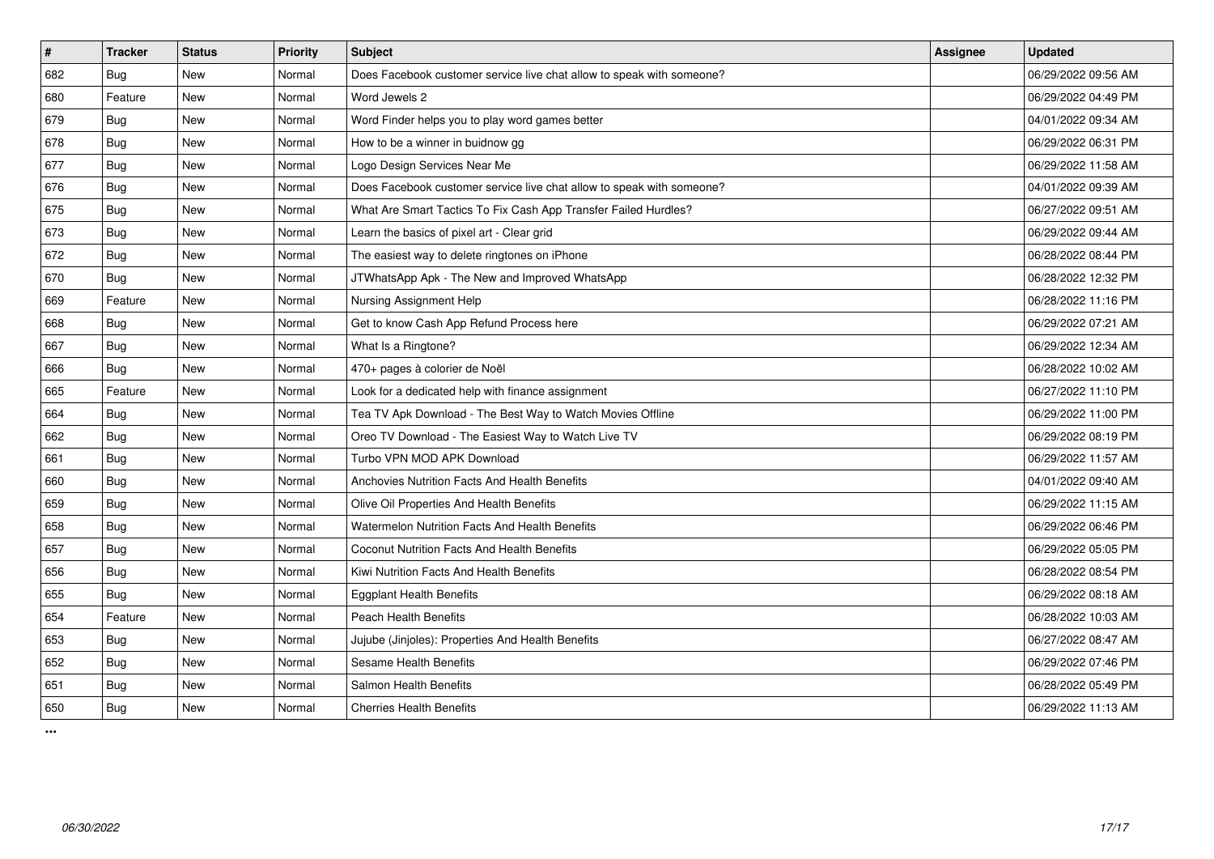| # | Tracker | Status | Priority | Subject | Assignee | Updated |
|---|---|---|---|---|---|---|
| 682 | Bug | New | Normal | Does Facebook customer service live chat allow to speak with someone? | | 06/29/2022 09:56 AM |
| 680 | Feature | New | Normal | Word Jewels 2 | | 06/29/2022 04:49 PM |
| 679 | Bug | New | Normal | Word Finder helps you to play word games better | | 04/01/2022 09:34 AM |
| 678 | Bug | New | Normal | How to be a winner in buidnow gg | | 06/29/2022 06:31 PM |
| 677 | Bug | New | Normal | Logo Design Services Near Me | | 06/29/2022 11:58 AM |
| 676 | Bug | New | Normal | Does Facebook customer service live chat allow to speak with someone? | | 04/01/2022 09:39 AM |
| 675 | Bug | New | Normal | What Are Smart Tactics To Fix Cash App Transfer Failed Hurdles? | | 06/27/2022 09:51 AM |
| 673 | Bug | New | Normal | Learn the basics of pixel art - Clear grid | | 06/29/2022 09:44 AM |
| 672 | Bug | New | Normal | The easiest way to delete ringtones on iPhone | | 06/28/2022 08:44 PM |
| 670 | Bug | New | Normal | JTWhatsApp Apk - The New and Improved WhatsApp | | 06/28/2022 12:32 PM |
| 669 | Feature | New | Normal | Nursing Assignment Help | | 06/28/2022 11:16 PM |
| 668 | Bug | New | Normal | Get to know Cash App Refund Process here | | 06/29/2022 07:21 AM |
| 667 | Bug | New | Normal | What Is a Ringtone? | | 06/29/2022 12:34 AM |
| 666 | Bug | New | Normal | 470+ pages à colorier de Noël | | 06/28/2022 10:02 AM |
| 665 | Feature | New | Normal | Look for a dedicated help with finance assignment | | 06/27/2022 11:10 PM |
| 664 | Bug | New | Normal | Tea TV Apk Download - The Best Way to Watch Movies Offline | | 06/29/2022 11:00 PM |
| 662 | Bug | New | Normal | Oreo TV Download - The Easiest Way to Watch Live TV | | 06/29/2022 08:19 PM |
| 661 | Bug | New | Normal | Turbo VPN MOD APK Download | | 06/29/2022 11:57 AM |
| 660 | Bug | New | Normal | Anchovies Nutrition Facts And Health Benefits | | 04/01/2022 09:40 AM |
| 659 | Bug | New | Normal | Olive Oil Properties And Health Benefits | | 06/29/2022 11:15 AM |
| 658 | Bug | New | Normal | Watermelon Nutrition Facts And Health Benefits | | 06/29/2022 06:46 PM |
| 657 | Bug | New | Normal | Coconut Nutrition Facts And Health Benefits | | 06/29/2022 05:05 PM |
| 656 | Bug | New | Normal | Kiwi Nutrition Facts And Health Benefits | | 06/28/2022 08:54 PM |
| 655 | Bug | New | Normal | Eggplant Health Benefits | | 06/29/2022 08:18 AM |
| 654 | Feature | New | Normal | Peach Health Benefits | | 06/28/2022 10:03 AM |
| 653 | Bug | New | Normal | Jujube (Jinjoles): Properties And Health Benefits | | 06/27/2022 08:47 AM |
| 652 | Bug | New | Normal | Sesame Health Benefits | | 06/29/2022 07:46 PM |
| 651 | Bug | New | Normal | Salmon Health Benefits | | 06/28/2022 05:49 PM |
| 650 | Bug | New | Normal | Cherries Health Benefits | | 06/29/2022 11:13 AM |

...